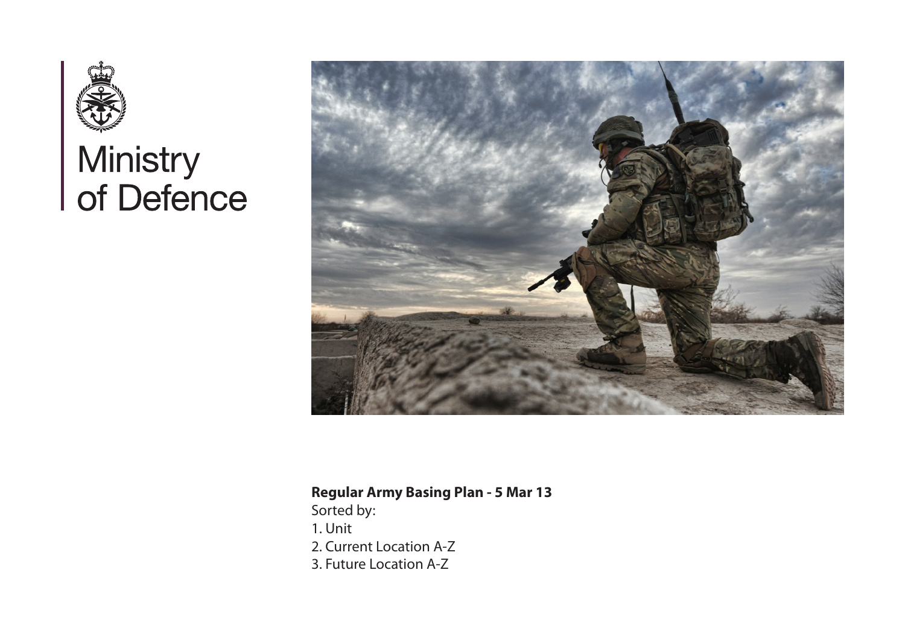Ministry of Defence

**Regular Army Basing Plan - 5 Mar 13**

Sorted by:

1. Unit
2. Current Location A-Z
3. Future Location A-Z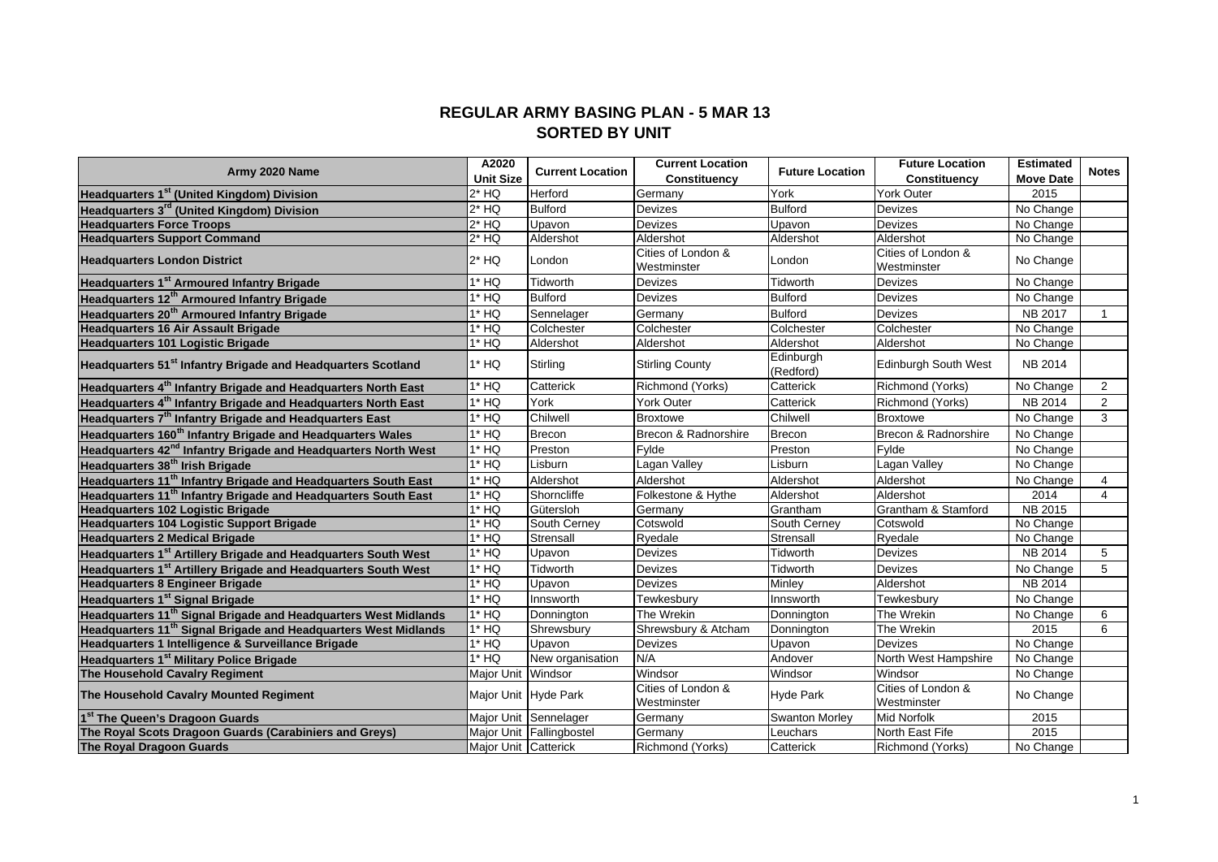# REGULAR ARMY BASING PLAN - 5 MAR 13
# SORTED BY UNIT

| Army 2020 Name | A2020 Unit Size | Current Location | Current Location Constituency | Future Location | Future Location Constituency | Estimated Move Date | Notes |
|---|---|---|---|---|---|---|---|
| **Headquarters 1st (United Kingdom) Division** | 2* HQ | Herford | Germany | York | York Outer | 2015 | |
| **Headquarters 3rd (United Kingdom) Division** | 2* HQ | Bulford | Devizes | Bulford | Devizes | No Change | |
| **Headquarters Force Troops** | 2* HQ | Upavon | Devizes | Upavon | Devizes | No Change | |
| **Headquarters Support Command** | 2* HQ | Aldershot | Aldershot | Aldershot | Aldershot | No Change | |
| **Headquarters London District** | 2* HQ | London | Cities of London & Westminster | London | Cities of London & Westminster | No Change | |
| **Headquarters 1st Armoured Infantry Brigade** | 1* HQ | Tidworth | Devizes | Tidworth | Devizes | No Change | |
| **Headquarters 12th Armoured Infantry Brigade** | 1* HQ | Bulford | Devizes | Bulford | Devizes | No Change | |
| **Headquarters 20th Armoured Infantry Brigade** | 1* HQ | Sennelager | Germany | Bulford | Devizes | NB 2017 | 1 |
| **Headquarters 16 Air Assault Brigade** | 1* HQ | Colchester | Colchester | Colchester | Colchester | No Change | |
| **Headquarters 101 Logistic Brigade** | 1* HQ | Aldershot | Aldershot | Aldershot | Aldershot | No Change | |
| **Headquarters 51st Infantry Brigade and Headquarters Scotland** | 1* HQ | Stirling | Stirling County | Edinburgh (Redford) | Edinburgh South West | NB 2014 | |
| **Headquarters 4th Infantry Brigade and Headquarters North East** | 1* HQ | Catterick | Richmond (Yorks) | Catterick | Richmond (Yorks) | No Change | 2 |
| **Headquarters 4th Infantry Brigade and Headquarters North East** | 1* HQ | York | York Outer | Catterick | Richmond (Yorks) | NB 2014 | 2 |
| **Headquarters 7th Infantry Brigade and Headquarters East** | 1* HQ | Chilwell | Broxtowe | Chilwell | Broxtowe | No Change | 3 |
| **Headquarters 160th Infantry Brigade and Headquarters Wales** | 1* HQ | Brecon | Brecon & Radnorshire | Brecon | Brecon & Radnorshire | No Change | |
| **Headquarters 42nd Infantry Brigade and Headquarters North West** | 1* HQ | Preston | Fylde | Preston | Fylde | No Change | |
| **Headquarters 38th Irish Brigade** | 1* HQ | Lisburn | Lagan Valley | Lisburn | Lagan Valley | No Change | |
| **Headquarters 11th Infantry Brigade and Headquarters South East** | 1* HQ | Aldershot | Aldershot | Aldershot | Aldershot | No Change | 4 |
| **Headquarters 11th Infantry Brigade and Headquarters South East** | 1* HQ | Shorncliffe | Folkestone & Hythe | Aldershot | Aldershot | 2014 | 4 |
| **Headquarters 102 Logistic Brigade** | 1* HQ | Gütersloh | Germany | Grantham | Grantham & Stamford | NB 2015 | |
| **Headquarters 104 Logistic Support Brigade** | 1* HQ | South Cerney | Cotswold | South Cerney | Cotswold | No Change | |
| **Headquarters 2 Medical Brigade** | 1* HQ | Strensall | Ryedale | Strensall | Ryedale | No Change | |
| **Headquarters 1st Artillery Brigade and Headquarters South West** | 1* HQ | Upavon | Devizes | Tidworth | Devizes | NB 2014 | 5 |
| **Headquarters 1st Artillery Brigade and Headquarters South West** | 1* HQ | Tidworth | Devizes | Tidworth | Devizes | No Change | 5 |
| **Headquarters 8 Engineer Brigade** | 1* HQ | Upavon | Devizes | Minley | Aldershot | NB 2014 | |
| **Headquarters 1st Signal Brigade** | 1* HQ | Innsworth | Tewkesbury | Innsworth | Tewkesbury | No Change | |
| **Headquarters 11th Signal Brigade and Headquarters West Midlands** | 1* HQ | Donnington | The Wrekin | Donnington | The Wrekin | No Change | 6 |
| **Headquarters 11th Signal Brigade and Headquarters West Midlands** | 1* HQ | Shrewsbury | Shrewsbury & Atcham | Donnington | The Wrekin | 2015 | 6 |
| **Headquarters 1 Intelligence & Surveillance Brigade** | 1* HQ | Upavon | Devizes | Upavon | Devizes | No Change | |
| **Headquarters 1st Military Police Brigade** | 1* HQ | New organisation | N/A | Andover | North West Hampshire | No Change | |
| **The Household Cavalry Regiment** | Major Unit | Windsor | Windsor | Windsor | Windsor | No Change | |
| **The Household Cavalry Mounted Regiment** | Major Unit | Hyde Park | Cities of London & Westminster | Hyde Park | Cities of London & Westminster | No Change | |
| **1st The Queen's Dragoon Guards** | Major Unit | Sennelager | Germany | Swanton Morley | Mid Norfolk | 2015 | |
| **The Royal Scots Dragoon Guards (Carabiniers and Greys)** | Major Unit | Fallingbostel | Germany | Leuchars | North East Fife | 2015 | |
| **The Royal Dragoon Guards** | Major Unit | Catterick | Richmond (Yorks) | Catterick | Richmond (Yorks) | No Change | |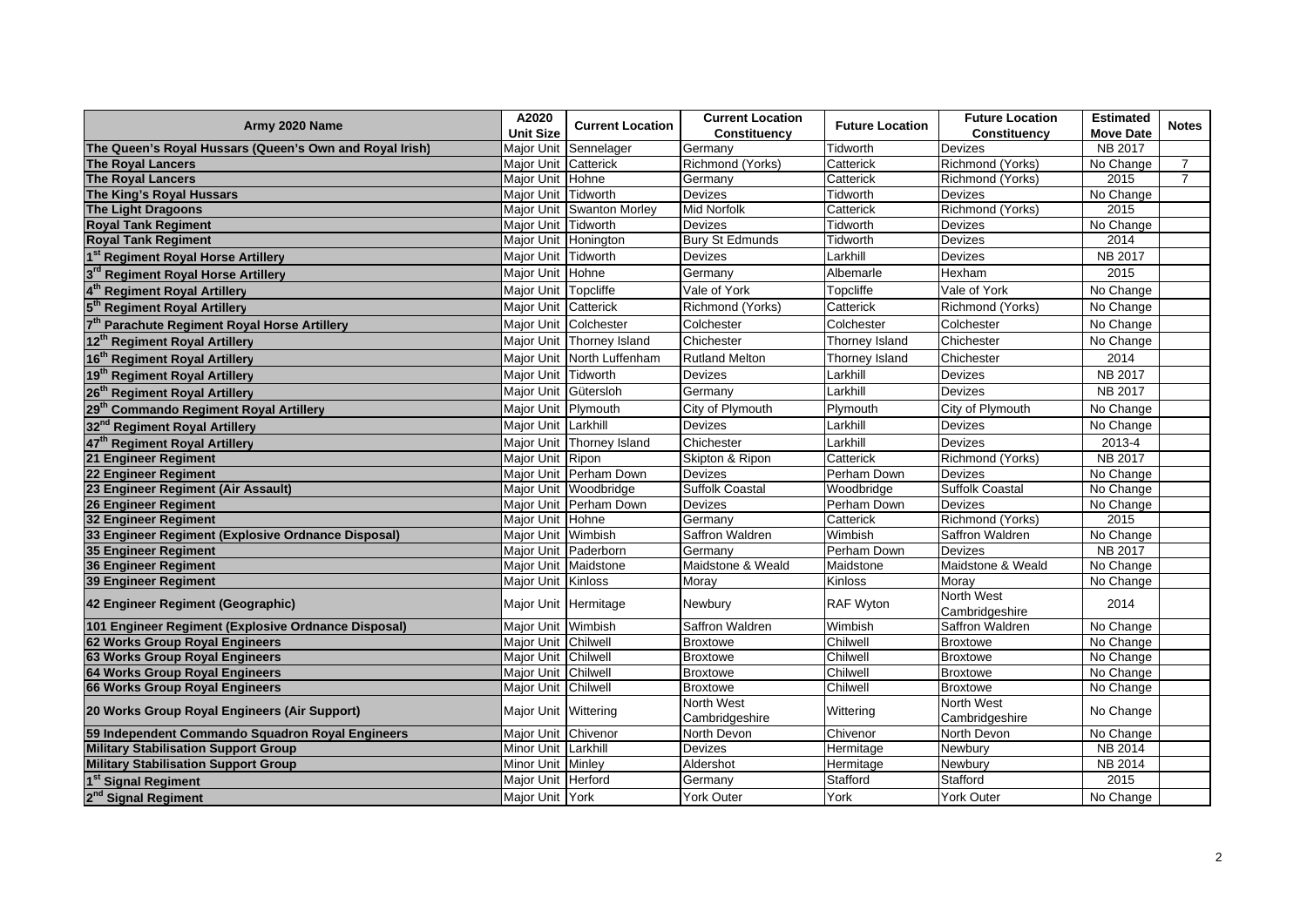| Army 2020 Name | A2020 Unit Size | Current Location | Current Location Constituency | Future Location | Future Location Constituency | Estimated Move Date | Notes |
|---|---|---|---|---|---|---|---|
| **The Queen's Royal Hussars (Queen's Own and Royal Irish)** | Major Unit | Sennelager | Germany | Tidworth | Devizes | NB 2017 | |
| **The Royal Lancers** | Major Unit | Catterick | Richmond (Yorks) | Catterick | Richmond (Yorks) | No Change | 7 |
| **The Royal Lancers** | Major Unit | Hohne | Germany | Catterick | Richmond (Yorks) | 2015 | 7 |
| **The King's Royal Hussars** | Major Unit | Tidworth | Devizes | Tidworth | Devizes | No Change | |
| **The Light Dragoons** | Major Unit | Swanton Morley | Mid Norfolk | Catterick | Richmond (Yorks) | 2015 | |
| **Royal Tank Regiment** | Major Unit | Tidworth | Devizes | Tidworth | Devizes | No Change | |
| **Royal Tank Regiment** | Major Unit | Honington | Bury St Edmunds | Tidworth | Devizes | 2014 | |
| **1st Regiment Royal Horse Artillery** | Major Unit | Tidworth | Devizes | Larkhill | Devizes | NB 2017 | |
| **3rd Regiment Royal Horse Artillery** | Major Unit | Hohne | Germany | Albemarle | Hexham | 2015 | |
| **4th Regiment Royal Artillery** | Major Unit | Topcliffe | Vale of York | Topcliffe | Vale of York | No Change | |
| **5th Regiment Royal Artillery** | Major Unit | Catterick | Richmond (Yorks) | Catterick | Richmond (Yorks) | No Change | |
| **7th Parachute Regiment Royal Horse Artillery** | Major Unit | Colchester | Colchester | Colchester | Colchester | No Change | |
| **12th Regiment Royal Artillery** | Major Unit | Thorney Island | Chichester | Thorney Island | Chichester | No Change | |
| **16th Regiment Royal Artillery** | Major Unit | North Luffenham | Rutland Melton | Thorney Island | Chichester | 2014 | |
| **19th Regiment Royal Artillery** | Major Unit | Tidworth | Devizes | Larkhill | Devizes | NB 2017 | |
| **26th Regiment Royal Artillery** | Major Unit | Gütersloh | Germany | Larkhill | Devizes | NB 2017 | |
| **29th Commando Regiment Royal Artillery** | Major Unit | Plymouth | City of Plymouth | Plymouth | City of Plymouth | No Change | |
| **32nd Regiment Royal Artillery** | Major Unit | Larkhill | Devizes | Larkhill | Devizes | No Change | |
| **47th Regiment Royal Artillery** | Major Unit | Thorney Island | Chichester | Larkhill | Devizes | 2013-4 | |
| **21 Engineer Regiment** | Major Unit | Ripon | Skipton & Ripon | Catterick | Richmond (Yorks) | NB 2017 | |
| **22 Engineer Regiment** | Major Unit | Perham Down | Devizes | Perham Down | Devizes | No Change | |
| **23 Engineer Regiment (Air Assault)** | Major Unit | Woodbridge | Suffolk Coastal | Woodbridge | Suffolk Coastal | No Change | |
| **26 Engineer Regiment** | Major Unit | Perham Down | Devizes | Perham Down | Devizes | No Change | |
| **32 Engineer Regiment** | Major Unit | Hohne | Germany | Catterick | Richmond (Yorks) | 2015 | |
| **33 Engineer Regiment (Explosive Ordnance Disposal)** | Major Unit | Wimbish | Saffron Walden | Wimbish | Saffron Walden | No Change | |
| **35 Engineer Regiment** | Major Unit | Paderborn | Germany | Perham Down | Devizes | NB 2017 | |
| **36 Engineer Regiment** | Major Unit | Maidstone | Maidstone & Weald | Maidstone | Maidstone & Weald | No Change | |
| **39 Engineer Regiment** | Major Unit | Kinloss | Moray | Kinloss | Moray | No Change | |
| **42 Engineer Regiment (Geographic)** | Major Unit | Hermitage | Newbury | RAF Wyton | North West Cambridgeshire | 2014 | |
| **101 Engineer Regiment (Explosive Ordnance Disposal)** | Major Unit | Wimbish | Saffron Walden | Wimbish | Saffron Walden | No Change | |
| **62 Works Group Royal Engineers** | Major Unit | Chilwell | Broxtowe | Chilwell | Broxtowe | No Change | |
| **63 Works Group Royal Engineers** | Major Unit | Chilwell | Broxtowe | Chilwell | Broxtowe | No Change | |
| **64 Works Group Royal Engineers** | Major Unit | Chilwell | Broxtowe | Chilwell | Broxtowe | No Change | |
| **66 Works Group Royal Engineers** | Major Unit | Chilwell | Broxtowe | Chilwell | Broxtowe | No Change | |
| **20 Works Group Royal Engineers (Air Support)** | Major Unit | Wittering | North West Cambridgeshire | Wittering | North West Cambridgeshire | No Change | |
| **59 Independent Commando Squadron Royal Engineers** | Major Unit | Chivenor | North Devon | Chivenor | North Devon | No Change | |
| **Military Stabilisation Support Group** | Minor Unit | Larkhill | Devizes | Hermitage | Newbury | NB 2014 | |
| **Military Stabilisation Support Group** | Minor Unit | Minley | Aldershot | Hermitage | Newbury | NB 2014 | |
| **1st Signal Regiment** | Major Unit | Herford | Germany | Stafford | Stafford | 2015 | |
| **2nd Signal Regiment** | Major Unit | York | York Outer | York | York Outer | No Change | |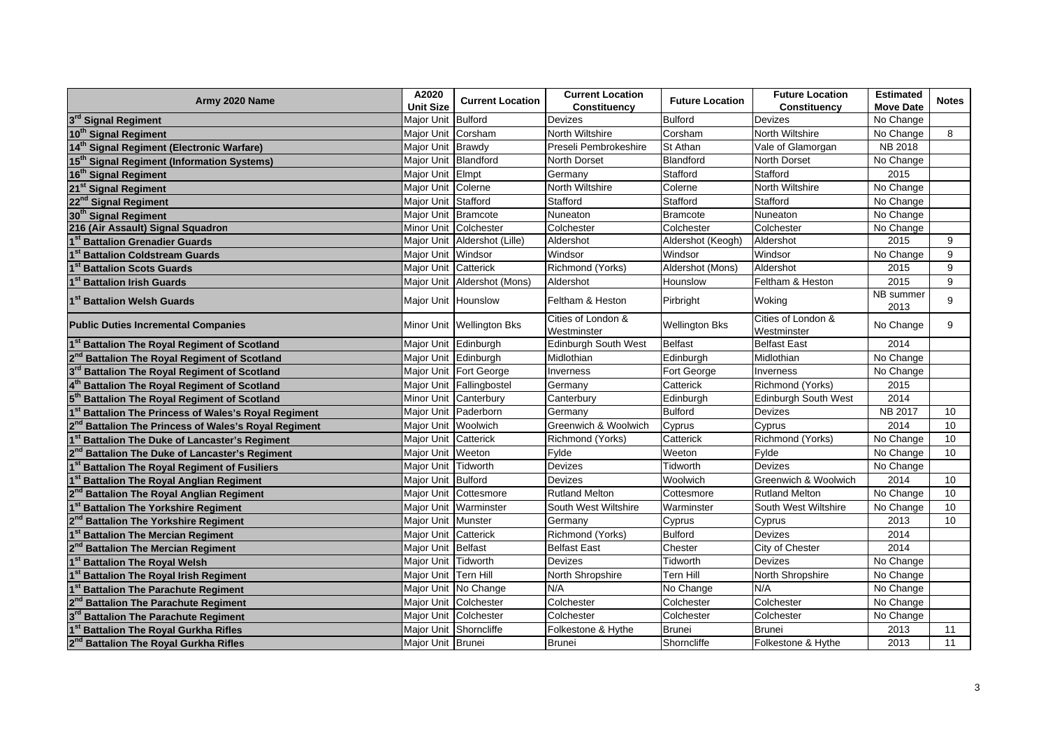| Army 2020 Name | A2020 Unit Size | Current Location | Current Location Constituency | Future Location | Future Location Constituency | Estimated Move Date | Notes |
|---|---|---|---|---|---|---|---|
| **3rd Signal Regiment** | Major Unit | Bulford | Devizes | Bulford | Devizes | No Change | |
| **10th Signal Regiment** | Major Unit | Corsham | North Wiltshire | Corsham | North Wiltshire | No Change | 8 |
| **14th Signal Regiment (Electronic Warfare)** | Major Unit | Brawdy | Preseli Pembrokeshire | St Athan | Vale of Glamorgan | NB 2018 | |
| **15th Signal Regiment (Information Systems)** | Major Unit | Blandford | North Dorset | Blandford | North Dorset | No Change | |
| **16th Signal Regiment** | Major Unit | Elmpt | Germany | Stafford | Stafford | 2015 | |
| **21st Signal Regiment** | Major Unit | Colerne | North Wiltshire | Colerne | North Wiltshire | No Change | |
| **22nd Signal Regiment** | Major Unit | Stafford | Stafford | Stafford | Stafford | No Change | |
| **30th Signal Regiment** | Major Unit | Bramcote | Nuneaton | Bramcote | Nuneaton | No Change | |
| **216 (Air Assault) Signal Squadron** | Minor Unit | Colchester | Colchester | Colchester | Colchester | No Change | |
| **1st Battalion Grenadier Guards** | Major Unit | Aldershot (Lille) | Aldershot | Aldershot (Keogh) | Aldershot | 2015 | 9 |
| **1st Battalion Coldstream Guards** | Major Unit | Windsor | Windsor | Windsor | Windsor | No Change | 9 |
| **1st Battalion Scots Guards** | Major Unit | Catterick | Richmond (Yorks) | Aldershot (Mons) | Aldershot | 2015 | 9 |
| **1st Battalion Irish Guards** | Major Unit | Aldershot (Mons) | Aldershot | Hounslow | Feltham & Heston | 2015 | 9 |
| **1st Battalion Welsh Guards** | Major Unit | Hounslow | Feltham & Heston | Pirbright | Woking | NB summer 2013 | 9 |
| **Public Duties Incremental Companies** | Minor Unit | Wellington Bks | Cities of London & Westminster | Wellington Bks | Cities of London & Westminster | No Change | 9 |
| **1st Battalion The Royal Regiment of Scotland** | Major Unit | Edinburgh | Edinburgh South West | Belfast | Belfast East | 2014 | |
| **2nd Battalion The Royal Regiment of Scotland** | Major Unit | Edinburgh | Midlothian | Edinburgh | Midlothian | No Change | |
| **3rd Battalion The Royal Regiment of Scotland** | Major Unit | Fort George | Inverness | Fort George | Inverness | No Change | |
| **4th Battalion The Royal Regiment of Scotland** | Major Unit | Fallingbostel | Germany | Catterick | Richmond (Yorks) | 2015 | |
| **5th Battalion The Royal Regiment of Scotland** | Minor Unit | Canterbury | Canterbury | Edinburgh | Edinburgh South West | 2014 | |
| **1st Battalion The Princess of Wales's Royal Regiment** | Major Unit | Paderborn | Germany | Bulford | Devizes | NB 2017 | 10 |
| **2nd Battalion The Princess of Wales's Royal Regiment** | Major Unit | Woolwich | Greenwich & Woolwich | Cyprus | Cyprus | 2014 | 10 |
| **1st Battalion The Duke of Lancaster's Regiment** | Major Unit | Catterick | Richmond (Yorks) | Catterick | Richmond (Yorks) | No Change | 10 |
| **2nd Battalion The Duke of Lancaster's Regiment** | Major Unit | Weeton | Fylde | Weeton | Fylde | No Change | 10 |
| **1st Battalion The Royal Regiment of Fusiliers** | Major Unit | Tidworth | Devizes | Tidworth | Devizes | No Change | |
| **1st Battalion The Royal Anglian Regiment** | Major Unit | Bulford | Devizes | Woolwich | Greenwich & Woolwich | 2014 | 10 |
| **2nd Battalion The Royal Anglian Regiment** | Major Unit | Cottesmore | Rutland Melton | Cottesmore | Rutland Melton | No Change | 10 |
| **1st Battalion The Yorkshire Regiment** | Major Unit | Warminster | South West Wiltshire | Warminster | South West Wiltshire | No Change | 10 |
| **2nd Battalion The Yorkshire Regiment** | Major Unit | Munster | Germany | Cyprus | Cyprus | 2013 | 10 |
| **1st Battalion The Mercian Regiment** | Major Unit | Catterick | Richmond (Yorks) | Bulford | Devizes | 2014 | |
| **2nd Battalion The Mercian Regiment** | Major Unit | Belfast | Belfast East | Chester | City of Chester | 2014 | |
| **1st Battalion The Royal Welsh** | Major Unit | Tidworth | Devizes | Tidworth | Devizes | No Change | |
| **1st Battalion The Royal Irish Regiment** | Major Unit | Tern Hill | North Shropshire | Tern Hill | North Shropshire | No Change | |
| **1st Battalion The Parachute Regiment** | Major Unit | No Change | N/A | No Change | N/A | No Change | |
| **2nd Battalion The Parachute Regiment** | Major Unit | Colchester | Colchester | Colchester | Colchester | No Change | |
| **3rd Battalion The Parachute Regiment** | Major Unit | Colchester | Colchester | Colchester | Colchester | No Change | |
| **1st Battalion The Royal Gurkha Rifles** | Major Unit | Shorncliffe | Folkestone & Hythe | Brunei | Brunei | 2013 | 11 |
| **2nd Battalion The Royal Gurkha Rifles** | Major Unit | Brunei | Brunei | Shorncliffe | Folkestone & Hythe | 2013 | 11 |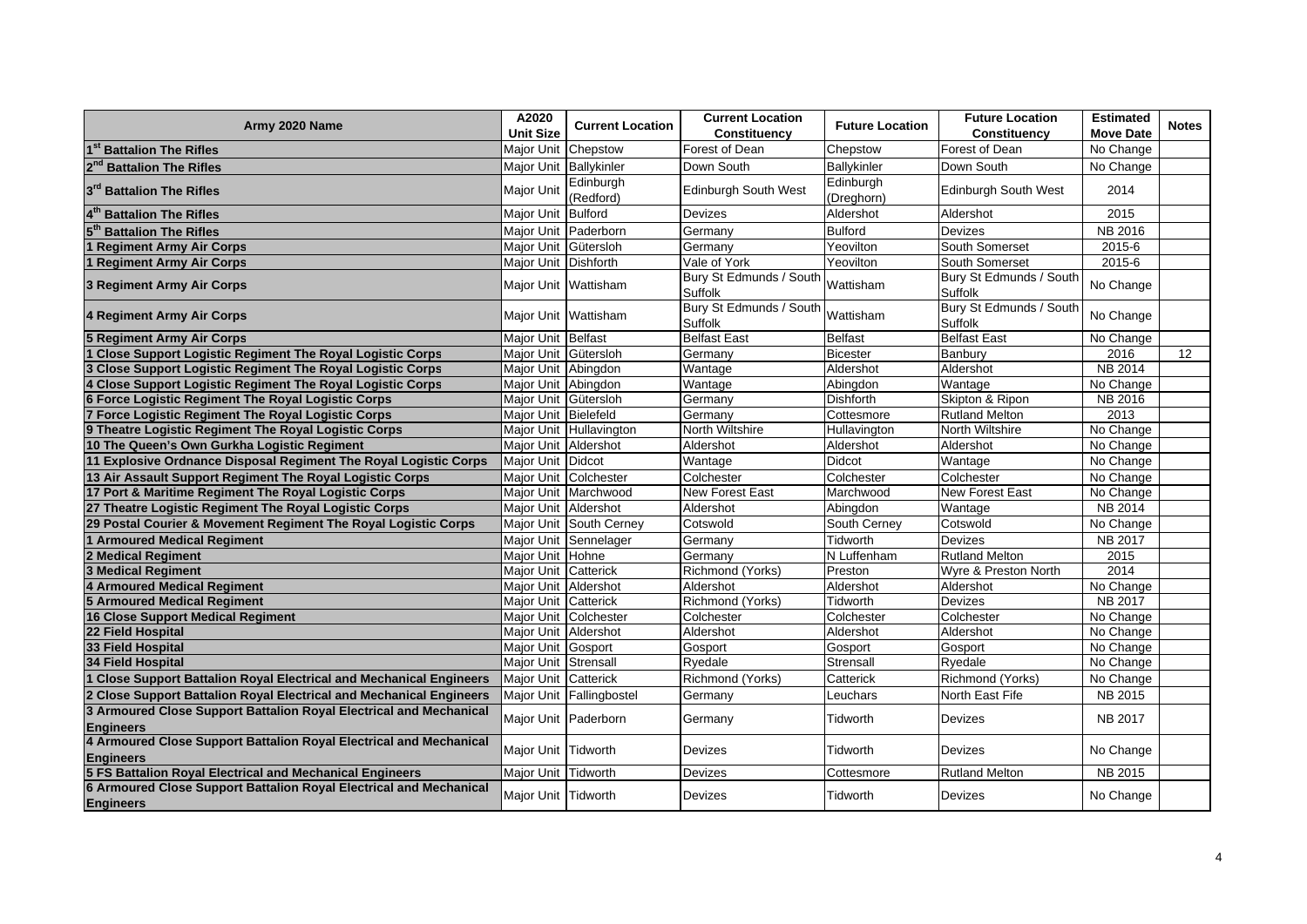| Army 2020 Name | A2020 Unit Size | Current Location | Current Location Constituency | Future Location | Future Location Constituency | Estimated Move Date | Notes |
|---|---|---|---|---|---|---|---|
| **1st Battalion The Rifles** | Major Unit | Chepstow | Forest of Dean | Chepstow | Forest of Dean | No Change | |
| **2nd Battalion The Rifles** | Major Unit | Ballykinler | Down South | Ballykinler | Down South | No Change | |
| **3rd Battalion The Rifles** | Major Unit | Edinburgh (Redford) | Edinburgh South West | Edinburgh (Dreghorn) | Edinburgh South West | 2014 | |
| **4th Battalion The Rifles** | Major Unit | Bulford | Devizes | Aldershot | Aldershot | 2015 | |
| **5th Battalion The Rifles** | Major Unit | Paderborn | Germany | Bulford | Devizes | NB 2016 | |
| **1 Regiment Army Air Corps** | Major Unit | Gütersloh | Germany | Yeovilton | South Somerset | 2015-6 | |
| **1 Regiment Army Air Corps** | Major Unit | Dishforth | Vale of York | Yeovilton | South Somerset | 2015-6 | |
| **3 Regiment Army Air Corps** | Major Unit | Wattisham | Bury St Edmunds / South Suffolk | Wattisham | Bury St Edmunds / South Suffolk | No Change | |
| **4 Regiment Army Air Corps** | Major Unit | Wattisham | Bury St Edmunds / South Suffolk | Wattisham | Bury St Edmunds / South Suffolk | No Change | |
| **5 Regiment Army Air Corps** | Major Unit | Belfast | Belfast East | Belfast | Belfast East | No Change | |
| **1 Close Support Logistic Regiment The Royal Logistic Corps** | Major Unit | Gütersloh | Germany | Bicester | Banbury | 2016 | 12 |
| **3 Close Support Logistic Regiment The Royal Logistic Corps** | Major Unit | Abingdon | Wantage | Aldershot | Aldershot | NB 2014 | |
| **4 Close Support Logistic Regiment The Royal Logistic Corps** | Major Unit | Abingdon | Wantage | Abingdon | Wantage | No Change | |
| **6 Force Logistic Regiment The Royal Logistic Corps** | Major Unit | Gütersloh | Germany | Dishforth | Skipton & Ripon | NB 2016 | |
| **7 Force Logistic Regiment The Royal Logistic Corps** | Major Unit | Bielefeld | Germany | Cottesmore | Rutland Melton | 2013 | |
| **9 Theatre Logistic Regiment The Royal Logistic Corps** | Major Unit | Hullavington | North Wiltshire | Hullavington | North Wiltshire | No Change | |
| **10 The Queen's Own Gurkha Logistic Regiment** | Major Unit | Aldershot | Aldershot | Aldershot | Aldershot | No Change | |
| **11 Explosive Ordnance Disposal Regiment The Royal Logistic Corps** | Major Unit | Didcot | Wantage | Didcot | Wantage | No Change | |
| **13 Air Assault Support Regiment The Royal Logistic Corps** | Major Unit | Colchester | Colchester | Colchester | Colchester | No Change | |
| **17 Port & Maritime Regiment The Royal Logistic Corps** | Major Unit | Marchwood | New Forest East | Marchwood | New Forest East | No Change | |
| **27 Theatre Logistic Regiment The Royal Logistic Corps** | Major Unit | Aldershot | Aldershot | Abingdon | Wantage | NB 2014 | |
| **29 Postal Courier & Movement Regiment The Royal Logistic Corps** | Major Unit | South Cerney | Cotswold | South Cerney | Cotswold | No Change | |
| **1 Armoured Medical Regiment** | Major Unit | Sennelager | Germany | Tidworth | Devizes | NB 2017 | |
| **2 Medical Regiment** | Major Unit | Hohne | Germany | N Luffenham | Rutland Melton | 2015 | |
| **3 Medical Regiment** | Major Unit | Catterick | Richmond (Yorks) | Preston | Wyre & Preston North | 2014 | |
| **4 Armoured Medical Regiment** | Major Unit | Aldershot | Aldershot | Aldershot | Aldershot | No Change | |
| **5 Armoured Medical Regiment** | Major Unit | Catterick | Richmond (Yorks) | Tidworth | Devizes | NB 2017 | |
| **16 Close Support Medical Regiment** | Major Unit | Colchester | Colchester | Colchester | Colchester | No Change | |
| **22 Field Hospital** | Major Unit | Aldershot | Aldershot | Aldershot | Aldershot | No Change | |
| **33 Field Hospital** | Major Unit | Gosport | Gosport | Gosport | Gosport | No Change | |
| **34 Field Hospital** | Major Unit | Strensall | Ryedale | Strensall | Ryedale | No Change | |
| **1 Close Support Battalion Royal Electrical and Mechanical Engineers** | Major Unit | Catterick | Richmond (Yorks) | Catterick | Richmond (Yorks) | No Change | |
| **2 Close Support Battalion Royal Electrical and Mechanical Engineers** | Major Unit | Fallingbostel | Germany | Leuchars | North East Fife | NB 2015 | |
| **3 Armoured Close Support Battalion Royal Electrical and Mechanical Engineers** | Major Unit | Paderborn | Germany | Tidworth | Devizes | NB 2017 | |
| **4 Armoured Close Support Battalion Royal Electrical and Mechanical Engineers** | Major Unit | Tidworth | Devizes | Tidworth | Devizes | No Change | |
| **5 FS Battalion Royal Electrical and Mechanical Engineers** | Major Unit | Tidworth | Devizes | Cottesmore | Rutland Melton | NB 2015 | |
| **6 Armoured Close Support Battalion Royal Electrical and Mechanical Engineers** | Major Unit | Tidworth | Devizes | Tidworth | Devizes | No Change | |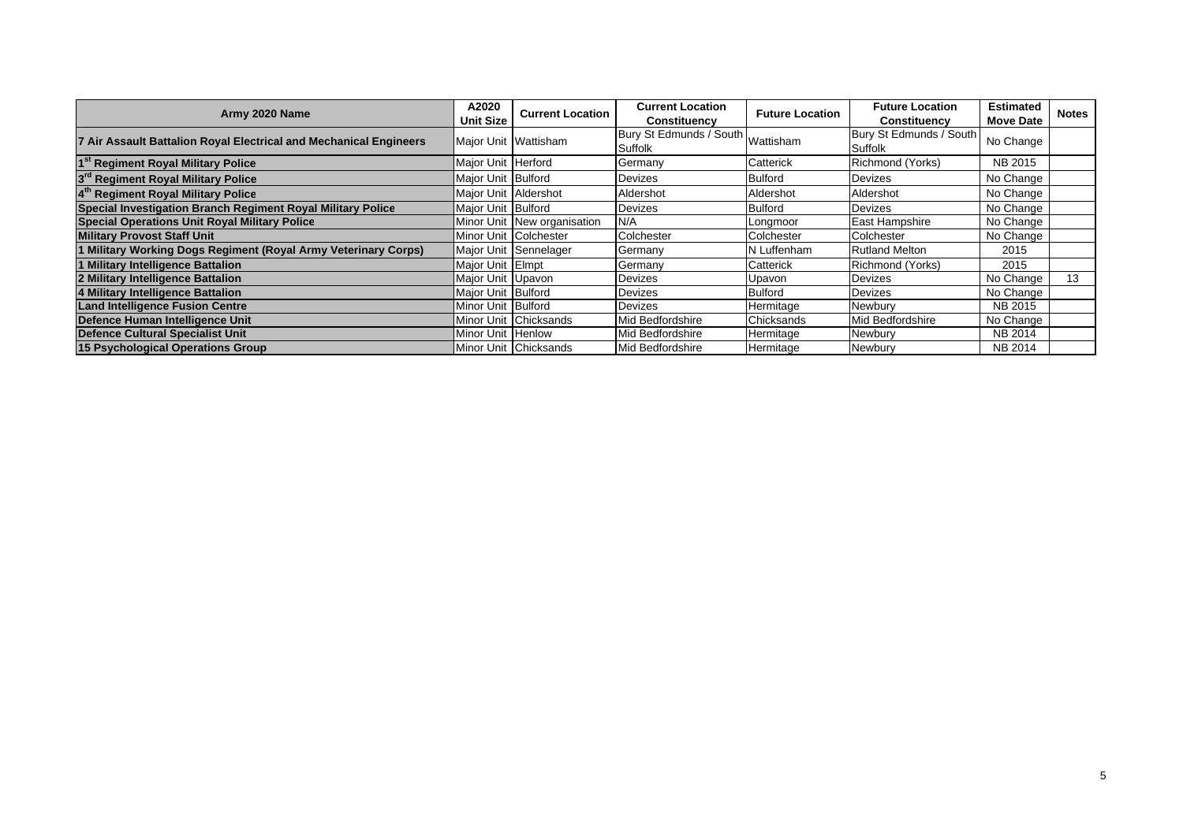| Army 2020 Name | A2020 Unit Size | Current Location | Current Location Constituency | Future Location | Future Location Constituency | Estimated Move Date | Notes |
|---|---|---|---|---|---|---|---|
| **7 Air Assault Battalion Royal Electrical and Mechanical Engineers** | Major Unit | Wattisham | Bury St Edmunds / South Suffolk | Wattisham | Bury St Edmunds / South Suffolk | No Change | |
| **1st Regiment Royal Military Police** | Major Unit | Herford | Germany | Catterick | Richmond (Yorks) | NB 2015 | |
| **3rd Regiment Royal Military Police** | Major Unit | Bulford | Devizes | Bulford | Devizes | No Change | |
| **4th Regiment Royal Military Police** | Major Unit | Aldershot | Aldershot | Aldershot | Aldershot | No Change | |
| **Special Investigation Branch Regiment Royal Military Police** | Major Unit | Bulford | Devizes | Bulford | Devizes | No Change | |
| **Special Operations Unit Royal Military Police** | Minor Unit | New organisation | N/A | Longmoor | East Hampshire | No Change | |
| **Military Provost Staff Unit** | Minor Unit | Colchester | Colchester | Colchester | Colchester | No Change | |
| **1 Military Working Dogs Regiment (Royal Army Veterinary Corps)** | Major Unit | Sennelager | Germany | N Luffenham | Rutland Melton | 2015 | |
| **1 Military Intelligence Battalion** | Major Unit | Elmpt | Germany | Catterick | Richmond (Yorks) | 2015 | |
| **2 Military Intelligence Battalion** | Major Unit | Upavon | Devizes | Upavon | Devizes | No Change | 13 |
| **4 Military Intelligence Battalion** | Major Unit | Bulford | Devizes | Bulford | Devizes | No Change | |
| **Land Intelligence Fusion Centre** | Minor Unit | Bulford | Devizes | Hermitage | Newbury | NB 2015 | |
| **Defence Human Intelligence Unit** | Minor Unit | Chicksands | Mid Bedfordshire | Chicksands | Mid Bedfordshire | No Change | |
| **Defence Cultural Specialist Unit** | Minor Unit | Henlow | Mid Bedfordshire | Hermitage | Newbury | NB 2014 | |
| **15 Psychological Operations Group** | Minor Unit | Chicksands | Mid Bedfordshire | Hermitage | Newbury | NB 2014 | |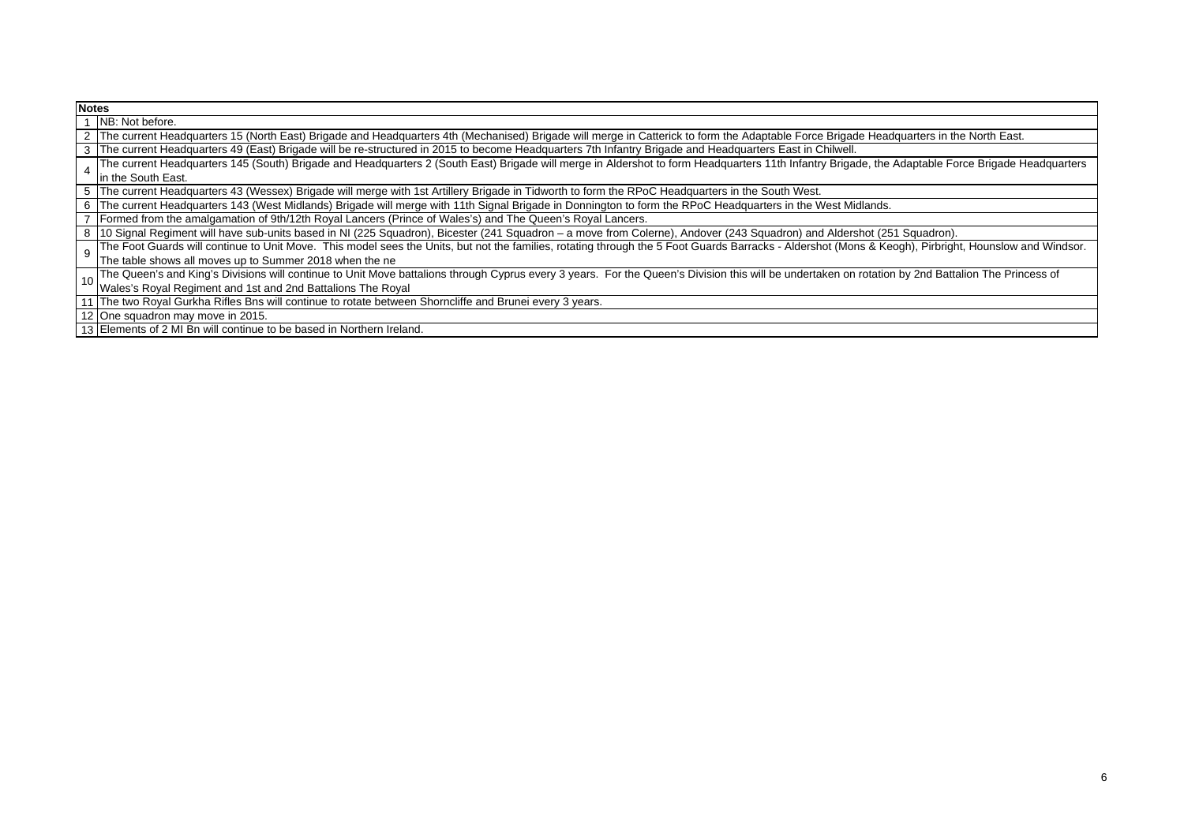| Notes | |
|---|---|
| 1 | NB: Not before. |
| 2 | The current Headquarters 15 (North East) Brigade and Headquarters 4th (Mechanised) Brigade will merge in Catterick to form the Adaptable Force Brigade Headquarters in the North East. |
| 3 | The current Headquarters 49 (East) Brigade will be re-structured in 2015 to become Headquarters 7th Infantry Brigade and Headquarters East in Chilwell. |
| 4 | The current Headquarters 145 (South) Brigade and Headquarters 2 (South East) Brigade will merge in Aldershot to form Headquarters 11th Infantry Brigade, the Adaptable Force Brigade Headquarters in the South East. |
| 5 | The current Headquarters 43 (Wessex) Brigade will merge with 1st Artillery Brigade in Tidworth to form the RPoC Headquarters in the South West. |
| 6 | The current Headquarters 143 (West Midlands) Brigade will merge with 11th Signal Brigade in Donnington to form the RPoC Headquarters in the West Midlands. |
| 7 | Formed from the amalgamation of 9th/12th Royal Lancers (Prince of Wales's) and The Queen's Royal Lancers. |
| 8 | 10 Signal Regiment will have sub-units based in NI (225 Squadron), Bicester (241 Squadron – a move from Colerne), Andover (243 Squadron) and Aldershot (251 Squadron). |
| 9 | The Foot Guards will continue to Unit Move. This model sees the Units, but not the families, rotating through the 5 Foot Guards Barracks - Aldershot (Mons & Keogh), Pirbright, Hounslow and Windsor. The table shows all moves up to Summer 2018 when the ne |
| 10 | The Queen's and King's Divisions will continue to Unit Move battalions through Cyprus every 3 years. For the Queen's Division this will be undertaken on rotation by 2nd Battalion The Princess of Wales's Royal Regiment and 1st and 2nd Battalions The Royal |
| 11 | The two Royal Gurkha Rifles Bns will continue to rotate between Shorncliffe and Brunei every 3 years. |
| 12 | One squadron may move in 2015. |
| 13 | Elements of 2 MI Bn will continue to be based in Northern Ireland. |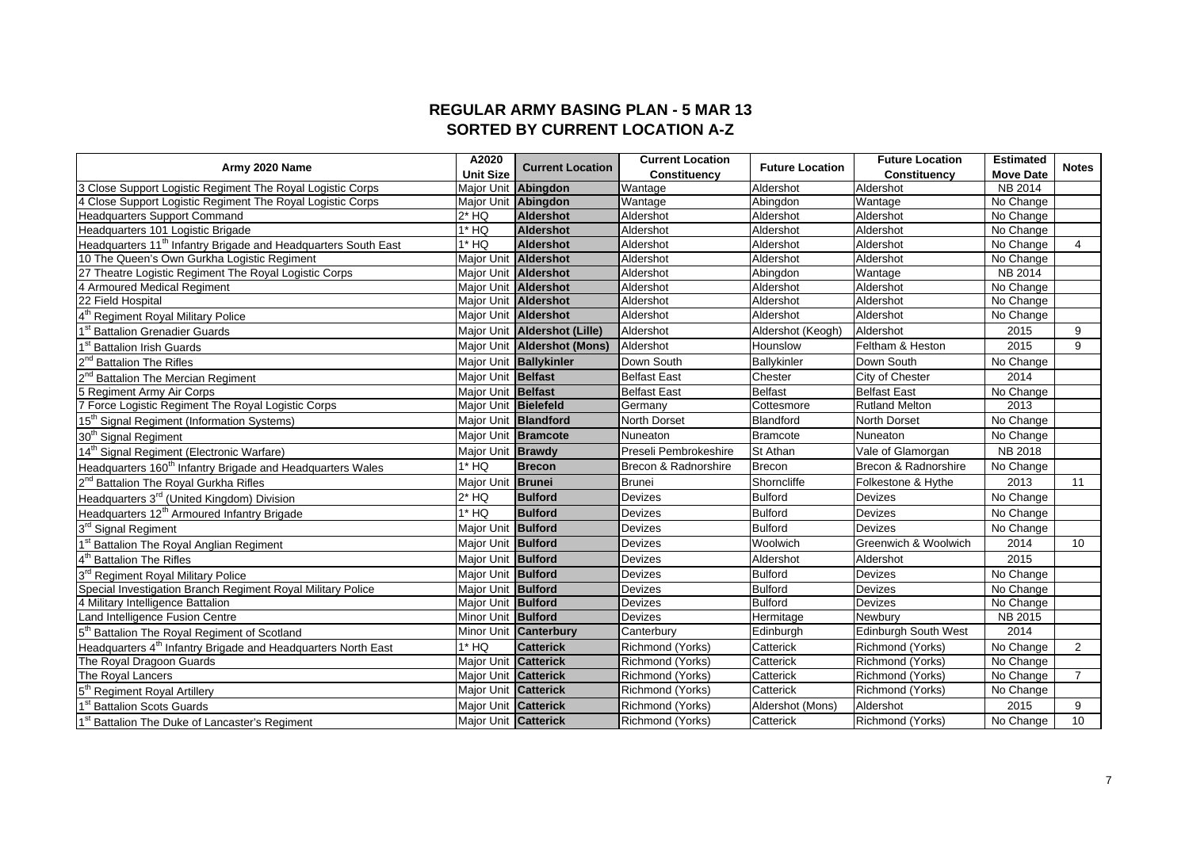## REGULAR ARMY BASING PLAN - 5 MAR 13
## SORTED BY CURRENT LOCATION A-Z

| Army 2020 Name | A2020 Unit Size | Current Location | Current Location Constituency | Future Location | Future Location Constituency | Estimated Move Date | Notes |
|---|---|---|---|---|---|---|---|
| 3 Close Support Logistic Regiment The Royal Logistic Corps | Major Unit | **Abingdon** | Wantage | Aldershot | Aldershot | NB 2014 | |
| 4 Close Support Logistic Regiment The Royal Logistic Corps | Major Unit | **Abingdon** | Wantage | Abingdon | Wantage | No Change | |
| Headquarters Support Command | 2* HQ | **Aldershot** | Aldershot | Aldershot | Aldershot | No Change | |
| Headquarters 101 Logistic Brigade | 1* HQ | **Aldershot** | Aldershot | Aldershot | Aldershot | No Change | |
| Headquarters 11th Infantry Brigade and Headquarters South East | 1* HQ | **Aldershot** | Aldershot | Aldershot | Aldershot | No Change | 4 |
| 10 The Queen's Own Gurkha Logistic Regiment | Major Unit | **Aldershot** | Aldershot | Aldershot | Aldershot | No Change | |
| 27 Theatre Logistic Regiment The Royal Logistic Corps | Major Unit | **Aldershot** | Aldershot | Abingdon | Wantage | NB 2014 | |
| 4 Armoured Medical Regiment | Major Unit | **Aldershot** | Aldershot | Aldershot | Aldershot | No Change | |
| 22 Field Hospital | Major Unit | **Aldershot** | Aldershot | Aldershot | Aldershot | No Change | |
| 4th Regiment Royal Military Police | Major Unit | **Aldershot** | Aldershot | Aldershot | Aldershot | No Change | |
| 1st Battalion Grenadier Guards | Major Unit | **Aldershot (Lille)** | Aldershot | Aldershot (Keogh) | Aldershot | 2015 | 9 |
| 1st Battalion Irish Guards | Major Unit | **Aldershot (Mons)** | Aldershot | Hounslow | Feltham & Heston | 2015 | 9 |
| 2nd Battalion The Rifles | Major Unit | **Ballykinler** | Down South | Ballykinler | Down South | No Change | |
| 2nd Battalion The Mercian Regiment | Major Unit | **Belfast** | Belfast East | Chester | City of Chester | 2014 | |
| 5 Regiment Army Air Corps | Major Unit | **Belfast** | Belfast East | Belfast | Belfast East | No Change | |
| 7 Force Logistic Regiment The Royal Logistic Corps | Major Unit | **Bielefeld** | Germany | Cottesmore | Rutland Melton | 2013 | |
| 15th Signal Regiment (Information Systems) | Major Unit | **Blandford** | North Dorset | Blandford | North Dorset | No Change | |
| 30th Signal Regiment | Major Unit | **Bramcote** | Nuneaton | Bramcote | Nuneaton | No Change | |
| 14th Signal Regiment (Electronic Warfare) | Major Unit | **Brawdy** | Preseli Pembrokeshire | St Athan | Vale of Glamorgan | NB 2018 | |
| Headquarters 160th Infantry Brigade and Headquarters Wales | 1* HQ | **Brecon** | Brecon & Radnorshire | Brecon | Brecon & Radnorshire | No Change | |
| 2nd Battalion The Royal Gurkha Rifles | Major Unit | **Brunei** | Brunei | Shorncliffe | Folkestone & Hythe | 2013 | 11 |
| Headquarters 3rd (United Kingdom) Division | 2* HQ | **Bulford** | Devizes | Bulford | Devizes | No Change | |
| Headquarters 12th Armoured Infantry Brigade | 1* HQ | **Bulford** | Devizes | Bulford | Devizes | No Change | |
| 3rd Signal Regiment | Major Unit | **Bulford** | Devizes | Bulford | Devizes | No Change | |
| 1st Battalion The Royal Anglian Regiment | Major Unit | **Bulford** | Devizes | Woolwich | Greenwich & Woolwich | 2014 | 10 |
| 4th Battalion The Rifles | Major Unit | **Bulford** | Devizes | Aldershot | Aldershot | 2015 | |
| 3rd Regiment Royal Military Police | Major Unit | **Bulford** | Devizes | Bulford | Devizes | No Change | |
| Special Investigation Branch Regiment Royal Military Police | Major Unit | **Bulford** | Devizes | Bulford | Devizes | No Change | |
| 4 Military Intelligence Battalion | Major Unit | **Bulford** | Devizes | Bulford | Devizes | No Change | |
| Land Intelligence Fusion Centre | Minor Unit | **Bulford** | Devizes | Hermitage | Newbury | NB 2015 | |
| 5th Battalion The Royal Regiment of Scotland | Minor Unit | **Canterbury** | Canterbury | Edinburgh | Edinburgh South West | 2014 | |
| Headquarters 4th Infantry Brigade and Headquarters North East | 1* HQ | **Catterick** | Richmond (Yorks) | Catterick | Richmond (Yorks) | No Change | 2 |
| The Royal Dragoon Guards | Major Unit | **Catterick** | Richmond (Yorks) | Catterick | Richmond (Yorks) | No Change | |
| The Royal Lancers | Major Unit | **Catterick** | Richmond (Yorks) | Catterick | Richmond (Yorks) | No Change | 7 |
| 5th Regiment Royal Artillery | Major Unit | **Catterick** | Richmond (Yorks) | Catterick | Richmond (Yorks) | No Change | |
| 1st Battalion Scots Guards | Major Unit | **Catterick** | Richmond (Yorks) | Aldershot (Mons) | Aldershot | 2015 | 9 |
| 1st Battalion The Duke of Lancaster's Regiment | Major Unit | **Catterick** | Richmond (Yorks) | Catterick | Richmond (Yorks) | No Change | 10 |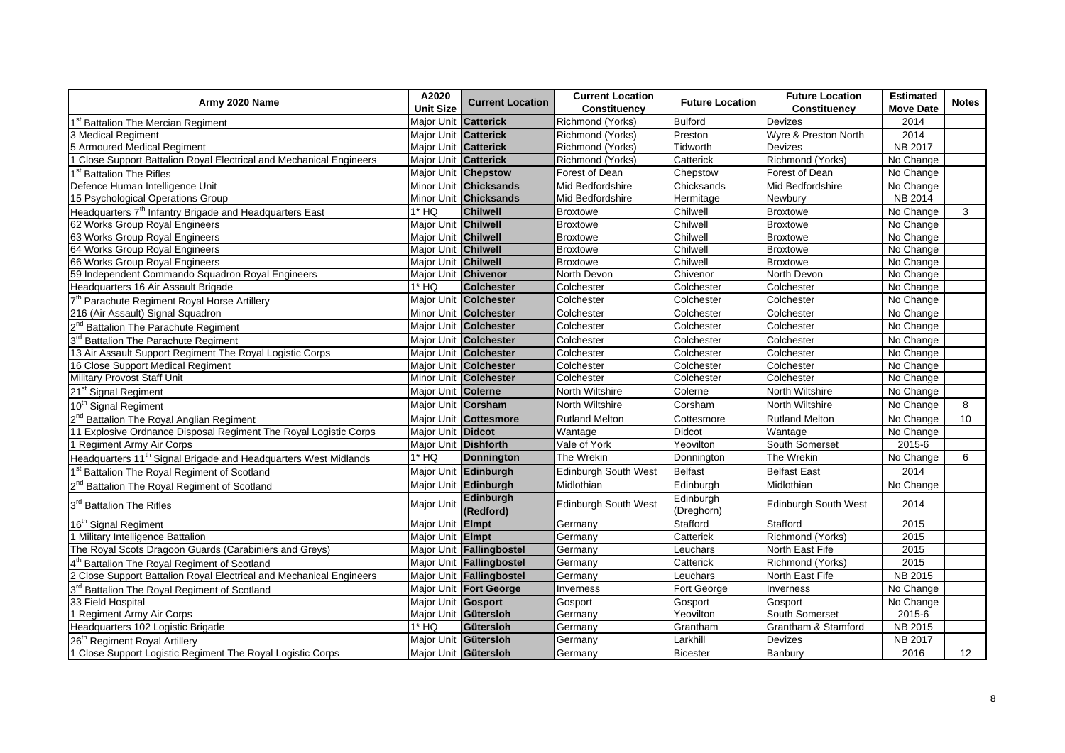| Army 2020 Name | A2020 Unit Size | Current Location | Current Location Constituency | Future Location | Future Location Constituency | Estimated Move Date | Notes |
|---|---|---|---|---|---|---|---|
| 1st Battalion The Mercian Regiment | Major Unit | Catterick | Richmond (Yorks) | Bulford | Devizes | 2014 | |
| 3 Medical Regiment | Major Unit | Catterick | Richmond (Yorks) | Preston | Wyre & Preston North | 2014 | |
| 5 Armoured Medical Regiment | Major Unit | Catterick | Richmond (Yorks) | Tidworth | Devizes | NB 2017 | |
| 1 Close Support Battalion Royal Electrical and Mechanical Engineers | Major Unit | Catterick | Richmond (Yorks) | Catterick | Richmond (Yorks) | No Change | |
| 1st Battalion The Rifles | Major Unit | Chepstow | Forest of Dean | Chepstow | Forest of Dean | No Change | |
| Defence Human Intelligence Unit | Minor Unit | Chicksands | Mid Bedfordshire | Chicksands | Mid Bedfordshire | No Change | |
| 15 Psychological Operations Group | Minor Unit | Chicksands | Mid Bedfordshire | Hermitage | Newbury | NB 2014 | |
| Headquarters 7th Infantry Brigade and Headquarters East | 1* HQ | Chilwell | Broxtowe | Chilwell | Broxtowe | No Change | 3 |
| 62 Works Group Royal Engineers | Major Unit | Chilwell | Broxtowe | Chilwell | Broxtowe | No Change | |
| 63 Works Group Royal Engineers | Major Unit | Chilwell | Broxtowe | Chilwell | Broxtowe | No Change | |
| 64 Works Group Royal Engineers | Major Unit | Chilwell | Broxtowe | Chilwell | Broxtowe | No Change | |
| 66 Works Group Royal Engineers | Major Unit | Chilwell | Broxtowe | Chilwell | Broxtowe | No Change | |
| 59 Independent Commando Squadron Royal Engineers | Major Unit | Chivenor | North Devon | Chivenor | North Devon | No Change | |
| Headquarters 16 Air Assault Brigade | 1* HQ | Colchester | Colchester | Colchester | Colchester | No Change | |
| 7th Parachute Regiment Royal Horse Artillery | Major Unit | Colchester | Colchester | Colchester | Colchester | No Change | |
| 216 (Air Assault) Signal Squadron | Minor Unit | Colchester | Colchester | Colchester | Colchester | No Change | |
| 2nd Battalion The Parachute Regiment | Major Unit | Colchester | Colchester | Colchester | Colchester | No Change | |
| 3rd Battalion The Parachute Regiment | Major Unit | Colchester | Colchester | Colchester | Colchester | No Change | |
| 13 Air Assault Support Regiment The Royal Logistic Corps | Major Unit | Colchester | Colchester | Colchester | Colchester | No Change | |
| 16 Close Support Medical Regiment | Major Unit | Colchester | Colchester | Colchester | Colchester | No Change | |
| Military Provost Staff Unit | Minor Unit | Colchester | Colchester | Colchester | Colchester | No Change | |
| 21st Signal Regiment | Major Unit | Colerne | North Wiltshire | Colerne | North Wiltshire | No Change | |
| 10th Signal Regiment | Major Unit | Corsham | North Wiltshire | Corsham | North Wiltshire | No Change | 8 |
| 2nd Battalion The Royal Anglian Regiment | Major Unit | Cottesmore | Rutland Melton | Cottesmore | Rutland Melton | No Change | 10 |
| 11 Explosive Ordnance Disposal Regiment The Royal Logistic Corps | Major Unit | Didcot | Wantage | Didcot | Wantage | No Change | |
| 1 Regiment Army Air Corps | Major Unit | Dishforth | Vale of York | Yeovilton | South Somerset | 2015-6 | |
| Headquarters 11th Signal Brigade and Headquarters West Midlands | 1* HQ | Donnington | The Wrekin | Donnington | The Wrekin | No Change | 6 |
| 1st Battalion The Royal Regiment of Scotland | Major Unit | Edinburgh | Edinburgh South West | Belfast | Belfast East | 2014 | |
| 2nd Battalion The Royal Regiment of Scotland | Major Unit | Edinburgh | Midlothian | Edinburgh | Midlothian | No Change | |
| 3rd Battalion The Rifles | Major Unit | Edinburgh (Redford) | Edinburgh South West | Edinburgh (Dreghorn) | Edinburgh South West | 2014 | |
| 16th Signal Regiment | Major Unit | Elmpt | Germany | Stafford | Stafford | 2015 | |
| 1 Military Intelligence Battalion | Major Unit | Elmpt | Germany | Catterick | Richmond (Yorks) | 2015 | |
| The Royal Scots Dragoon Guards (Carabiniers and Greys) | Major Unit | Fallingbostel | Germany | Leuchars | North East Fife | 2015 | |
| 4th Battalion The Royal Regiment of Scotland | Major Unit | Fallingbostel | Germany | Catterick | Richmond (Yorks) | 2015 | |
| 2 Close Support Battalion Royal Electrical and Mechanical Engineers | Major Unit | Fallingbostel | Germany | Leuchars | North East Fife | NB 2015 | |
| 3rd Battalion The Royal Regiment of Scotland | Major Unit | Fort George | Inverness | Fort George | Inverness | No Change | |
| 33 Field Hospital | Major Unit | Gosport | Gosport | Gosport | Gosport | No Change | |
| 1 Regiment Army Air Corps | Major Unit | Gütersloh | Germany | Yeovilton | South Somerset | 2015-6 | |
| Headquarters 102 Logistic Brigade | 1* HQ | Gütersloh | Germany | Grantham | Grantham & Stamford | NB 2015 | |
| 26th Regiment Royal Artillery | Major Unit | Gütersloh | Germany | Larkhill | Devizes | NB 2017 | |
| 1 Close Support Logistic Regiment The Royal Logistic Corps | Major Unit | Gütersloh | Germany | Bicester | Banbury | 2016 | 12 |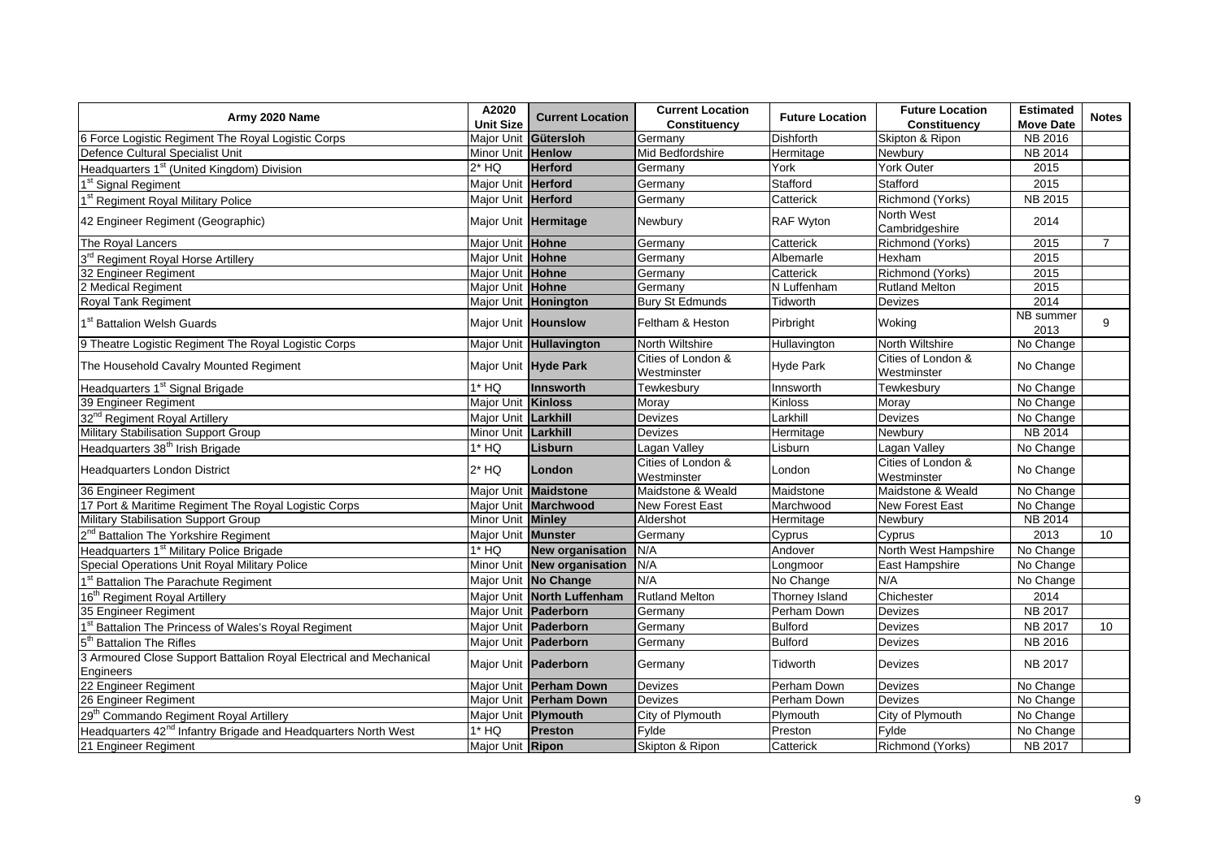| Army 2020 Name | A2020 Unit Size | Current Location | Current Location Constituency | Future Location | Future Location Constituency | Estimated Move Date | Notes |
|---|---|---|---|---|---|---|---|
| 6 Force Logistic Regiment The Royal Logistic Corps | Major Unit | **Gütersloh** | Germany | Dishforth | Skipton & Ripon | NB 2016 | |
| Defence Cultural Specialist Unit | Minor Unit | **Henlow** | Mid Bedfordshire | Hermitage | Newbury | NB 2014 | |
| Headquarters 1st (United Kingdom) Division | 2* HQ | **Herford** | Germany | York | York Outer | 2015 | |
| 1st Signal Regiment | Major Unit | **Herford** | Germany | Stafford | Stafford | 2015 | |
| 1st Regiment Royal Military Police | Major Unit | **Herford** | Germany | Catterick | Richmond (Yorks) | NB 2015 | |
| 42 Engineer Regiment (Geographic) | Major Unit | **Hermitage** | Newbury | RAF Wyton | North West Cambridgeshire | 2014 | |
| The Royal Lancers | Major Unit | **Hohne** | Germany | Catterick | Richmond (Yorks) | 2015 | 7 |
| 3rd Regiment Royal Horse Artillery | Major Unit | **Hohne** | Germany | Albemarle | Hexham | 2015 | |
| 32 Engineer Regiment | Major Unit | **Hohne** | Germany | Catterick | Richmond (Yorks) | 2015 | |
| 2 Medical Regiment | Major Unit | **Hohne** | Germany | N Luffenham | Rutland Melton | 2015 | |
| Royal Tank Regiment | Major Unit | **Honington** | Bury St Edmunds | Tidworth | Devizes | 2014 | |
| 1st Battalion Welsh Guards | Major Unit | **Hounslow** | Feltham & Heston | Pirbright | Woking | NB summer 2013 | 9 |
| 9 Theatre Logistic Regiment The Royal Logistic Corps | Major Unit | **Hullavington** | North Wiltshire | Hullavington | North Wiltshire | No Change | |
| The Household Cavalry Mounted Regiment | Major Unit | **Hyde Park** | Cities of London & Westminster | Hyde Park | Cities of London & Westminster | No Change | |
| Headquarters 1st Signal Brigade | 1* HQ | **Innsworth** | Tewkesbury | Innsworth | Tewkesbury | No Change | |
| 39 Engineer Regiment | Major Unit | **Kinloss** | Moray | Kinloss | Moray | No Change | |
| 32nd Regiment Royal Artillery | Major Unit | **Larkhill** | Devizes | Larkhill | Devizes | No Change | |
| Military Stabilisation Support Group | Minor Unit | **Larkhill** | Devizes | Hermitage | Newbury | NB 2014 | |
| Headquarters 38th Irish Brigade | 1* HQ | **Lisburn** | Lagan Valley | Lisburn | Lagan Valley | No Change | |
| Headquarters London District | 2* HQ | **London** | Cities of London & Westminster | London | Cities of London & Westminster | No Change | |
| 36 Engineer Regiment | Major Unit | **Maidstone** | Maidstone & Weald | Maidstone | Maidstone & Weald | No Change | |
| 17 Port & Maritime Regiment The Royal Logistic Corps | Major Unit | **Marchwood** | New Forest East | Marchwood | New Forest East | No Change | |
| Military Stabilisation Support Group | Minor Unit | **Minley** | Aldershot | Hermitage | Newbury | NB 2014 | |
| 2nd Battalion The Yorkshire Regiment | Major Unit | **Munster** | Germany | Cyprus | Cyprus | 2013 | 10 |
| Headquarters 1st Military Police Brigade | 1* HQ | **New organisation** | N/A | Andover | North West Hampshire | No Change | |
| Special Operations Unit Royal Military Police | Minor Unit | **New organisation** | N/A | Longmoor | East Hampshire | No Change | |
| 1st Battalion The Parachute Regiment | Major Unit | **No Change** | N/A | No Change | N/A | No Change | |
| 16th Regiment Royal Artillery | Major Unit | **North Luffenham** | Rutland Melton | Thorney Island | Chichester | 2014 | |
| 35 Engineer Regiment | Major Unit | **Paderborn** | Germany | Perham Down | Devizes | NB 2017 | |
| 1st Battalion The Princess of Wales's Royal Regiment | Major Unit | **Paderborn** | Germany | Bulford | Devizes | NB 2017 | 10 |
| 5th Battalion The Rifles | Major Unit | **Paderborn** | Germany | Bulford | Devizes | NB 2016 | |
| 3 Armoured Close Support Battalion Royal Electrical and Mechanical Engineers | Major Unit | **Paderborn** | Germany | Tidworth | Devizes | NB 2017 | |
| 22 Engineer Regiment | Major Unit | **Perham Down** | Devizes | Perham Down | Devizes | No Change | |
| 26 Engineer Regiment | Major Unit | **Perham Down** | Devizes | Perham Down | Devizes | No Change | |
| 29th Commando Regiment Royal Artillery | Major Unit | **Plymouth** | City of Plymouth | Plymouth | City of Plymouth | No Change | |
| Headquarters 42nd Infantry Brigade and Headquarters North West | 1* HQ | **Preston** | Fylde | Preston | Fylde | No Change | |
| 21 Engineer Regiment | Major Unit | **Ripon** | Skipton & Ripon | Catterick | Richmond (Yorks) | NB 2017 | |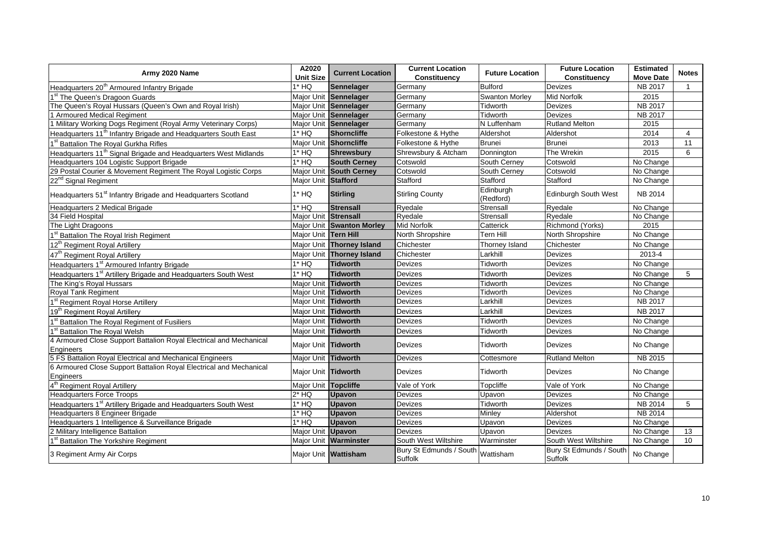| Army 2020 Name | A2020 Unit Size | Current Location | Current Location Constituency | Future Location | Future Location Constituency | Estimated Move Date | Notes |
|---|---|---|---|---|---|---|---|
| Headquarters 20th Armoured Infantry Brigade | 1* HQ | **Sennelager** | Germany | Bulford | Devizes | NB 2017 | 1 |
| 1st The Queen's Dragoon Guards | Major Unit | **Sennelager** | Germany | Swanton Morley | Mid Norfolk | 2015 | |
| The Queen's Royal Hussars (Queen's Own and Royal Irish) | Major Unit | **Sennelager** | Germany | Tidworth | Devizes | NB 2017 | |
| 1 Armoured Medical Regiment | Major Unit | **Sennelager** | Germany | Tidworth | Devizes | NB 2017 | |
| 1 Military Working Dogs Regiment (Royal Army Veterinary Corps) | Major Unit | **Sennelager** | Germany | N Luffenham | Rutland Melton | 2015 | |
| Headquarters 11th Infantry Brigade and Headquarters South East | 1* HQ | **Shorncliffe** | Folkestone & Hythe | Aldershot | Aldershot | 2014 | 4 |
| 1st Battalion The Royal Gurkha Rifles | Major Unit | **Shorncliffe** | Folkestone & Hythe | Brunei | Brunei | 2013 | 11 |
| Headquarters 11th Signal Brigade and Headquarters West Midlands | 1* HQ | **Shrewsbury** | Shrewsbury & Atcham | Donnington | The Wrekin | 2015 | 6 |
| Headquarters 104 Logistic Support Brigade | 1* HQ | **South Cerney** | Cotswold | South Cerney | Cotswold | No Change | |
| 29 Postal Courier & Movement Regiment The Royal Logistic Corps | Major Unit | **South Cerney** | Cotswold | South Cerney | Cotswold | No Change | |
| 22nd Signal Regiment | Major Unit | **Stafford** | Stafford | Stafford | Stafford | No Change | |
| Headquarters 51st Infantry Brigade and Headquarters Scotland | 1* HQ | **Stirling** | Stirling County | Edinburgh (Redford) | Edinburgh South West | NB 2014 | |
| Headquarters 2 Medical Brigade | 1* HQ | **Strensall** | Ryedale | Strensall | Ryedale | No Change | |
| 34 Field Hospital | Major Unit | **Strensall** | Ryedale | Strensall | Ryedale | No Change | |
| The Light Dragoons | Major Unit | **Swanton Morley** | Mid Norfolk | Catterick | Richmond (Yorks) | 2015 | |
| 1st Battalion The Royal Irish Regiment | Major Unit | **Tern Hill** | North Shropshire | Tern Hill | North Shropshire | No Change | |
| 12th Regiment Royal Artillery | Major Unit | **Thorney Island** | Chichester | Thorney Island | Chichester | No Change | |
| 47th Regiment Royal Artillery | Major Unit | **Thorney Island** | Chichester | Larkhill | Devizes | 2013-4 | |
| Headquarters 1st Armoured Infantry Brigade | 1* HQ | **Tidworth** | Devizes | Tidworth | Devizes | No Change | |
| Headquarters 1st Artillery Brigade and Headquarters South West | 1* HQ | **Tidworth** | Devizes | Tidworth | Devizes | No Change | 5 |
| The King's Royal Hussars | Major Unit | **Tidworth** | Devizes | Tidworth | Devizes | No Change | |
| Royal Tank Regiment | Major Unit | **Tidworth** | Devizes | Tidworth | Devizes | No Change | |
| 1st Regiment Royal Horse Artillery | Major Unit | **Tidworth** | Devizes | Larkhill | Devizes | NB 2017 | |
| 19th Regiment Royal Artillery | Major Unit | **Tidworth** | Devizes | Larkhill | Devizes | NB 2017 | |
| 1st Battalion The Royal Regiment of Fusiliers | Major Unit | **Tidworth** | Devizes | Tidworth | Devizes | No Change | |
| 1st Battalion The Royal Welsh | Major Unit | **Tidworth** | Devizes | Tidworth | Devizes | No Change | |
| 4 Armoured Close Support Battalion Royal Electrical and Mechanical Engineers | Major Unit | **Tidworth** | Devizes | Tidworth | Devizes | No Change | |
| 5 FS Battalion Royal Electrical and Mechanical Engineers | Major Unit | **Tidworth** | Devizes | Cottesmore | Rutland Melton | NB 2015 | |
| 6 Armoured Close Support Battalion Royal Electrical and Mechanical Engineers | Major Unit | **Tidworth** | Devizes | Tidworth | Devizes | No Change | |
| 4th Regiment Royal Artillery | Major Unit | **Topcliffe** | Vale of York | Topcliffe | Vale of York | No Change | |
| Headquarters Force Troops | 2* HQ | **Upavon** | Devizes | Upavon | Devizes | No Change | |
| Headquarters 1st Artillery Brigade and Headquarters South West | 1* HQ | **Upavon** | Devizes | Tidworth | Devizes | NB 2014 | 5 |
| Headquarters 8 Engineer Brigade | 1* HQ | **Upavon** | Devizes | Minley | Aldershot | NB 2014 | |
| Headquarters 1 Intelligence & Surveillance Brigade | 1* HQ | **Upavon** | Devizes | Upavon | Devizes | No Change | |
| 2 Military Intelligence Battalion | Major Unit | **Upavon** | Devizes | Upavon | Devizes | No Change | 13 |
| 1st Battalion The Yorkshire Regiment | Major Unit | **Warminster** | South West Wiltshire | Warminster | South West Wiltshire | No Change | 10 |
| 3 Regiment Army Air Corps | Major Unit | **Wattisham** | Bury St Edmunds / South Suffolk | Wattisham | Bury St Edmunds / South Suffolk | No Change | |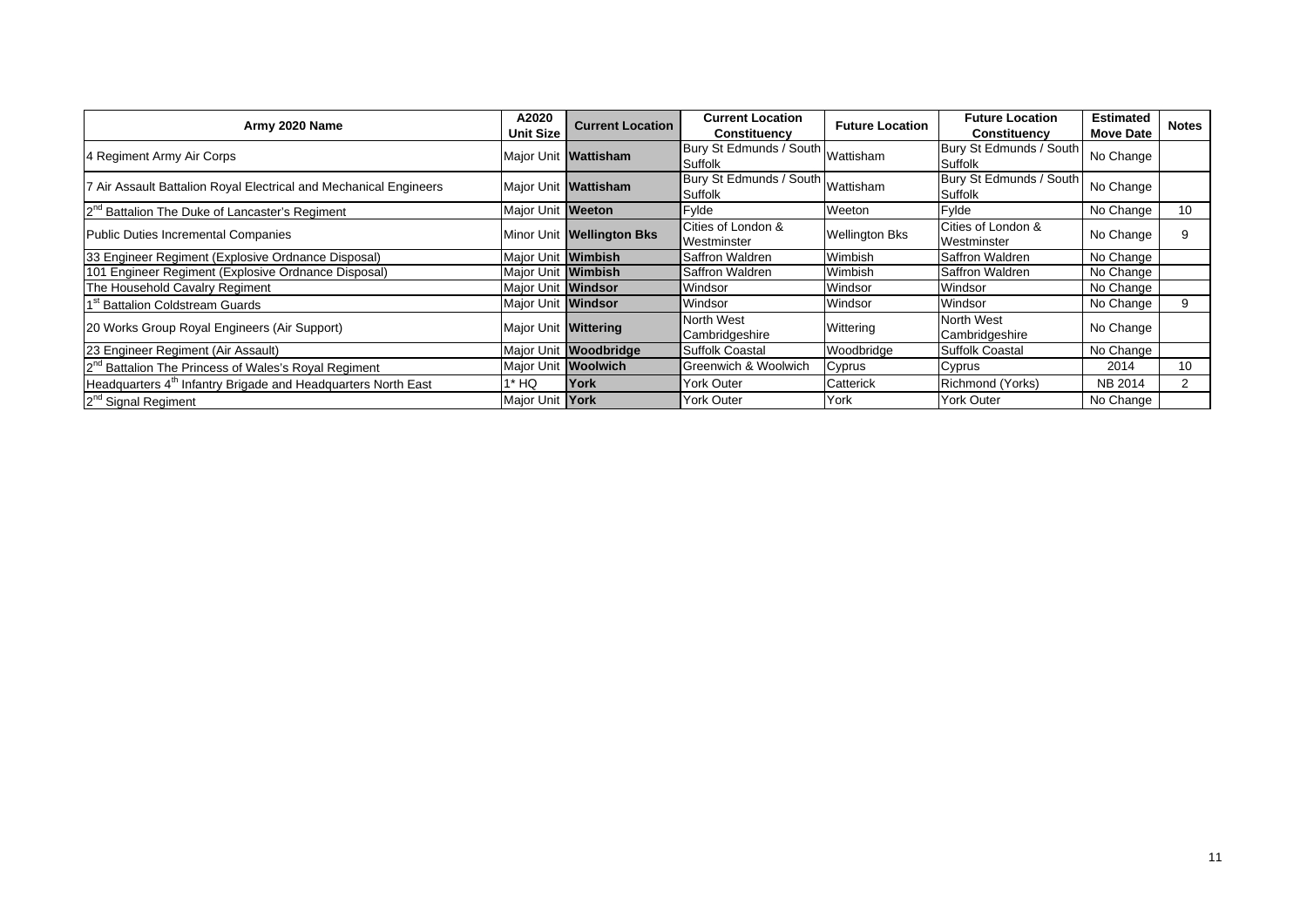| Army 2020 Name | A2020 Unit Size | Current Location | Current Location Constituency | Future Location | Future Location Constituency | Estimated Move Date | Notes |
|---|---|---|---|---|---|---|---|
| 4 Regiment Army Air Corps | Major Unit | **Wattisham** | Bury St Edmunds / South Suffolk | Wattisham | Bury St Edmunds / South Suffolk | No Change | |
| 7 Air Assault Battalion Royal Electrical and Mechanical Engineers | Major Unit | **Wattisham** | Bury St Edmunds / South Suffolk | Wattisham | Bury St Edmunds / South Suffolk | No Change | |
| 2nd Battalion The Duke of Lancaster's Regiment | Major Unit | **Weeton** | Fylde | Weeton | Fylde | No Change | 10 |
| Public Duties Incremental Companies | Minor Unit | **Wellington Bks** | Cities of London & Westminster | Wellington Bks | Cities of London & Westminster | No Change | 9 |
| 33 Engineer Regiment (Explosive Ordnance Disposal) | Major Unit | **Wimbish** | Saffron Waldren | Wimbish | Saffron Waldren | No Change | |
| 101 Engineer Regiment (Explosive Ordnance Disposal) | Major Unit | **Wimbish** | Saffron Waldren | Wimbish | Saffron Waldren | No Change | |
| The Household Cavalry Regiment | Major Unit | **Windsor** | Windsor | Windsor | Windsor | No Change | |
| 1st Battalion Coldstream Guards | Major Unit | **Windsor** | Windsor | Windsor | Windsor | No Change | 9 |
| 20 Works Group Royal Engineers (Air Support) | Major Unit | **Wittering** | North West Cambridgeshire | Wittering | North West Cambridgeshire | No Change | |
| 23 Engineer Regiment (Air Assault) | Major Unit | **Woodbridge** | Suffolk Coastal | Woodbridge | Suffolk Coastal | No Change | |
| 2nd Battalion The Princess of Wales's Royal Regiment | Major Unit | **Woolwich** | Greenwich & Woolwich | Cyprus | Cyprus | 2014 | 10 |
| Headquarters 4th Infantry Brigade and Headquarters North East | 1* HQ | **York** | York Outer | Catterick | Richmond (Yorks) | NB 2014 | 2 |
| 2nd Signal Regiment | Major Unit | **York** | York Outer | York | York Outer | No Change | |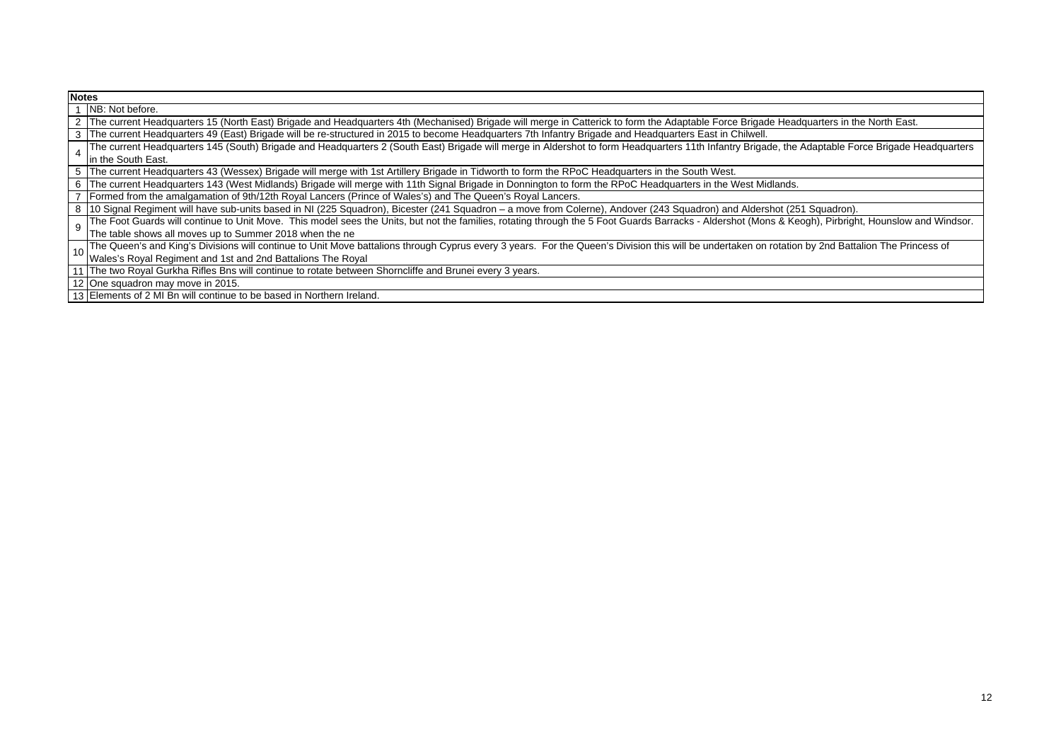| Notes | |
|---|---|
| 1 | NB: Not before. |
| 2 | The current Headquarters 15 (North East) Brigade and Headquarters 4th (Mechanised) Brigade will merge in Catterick to form the Adaptable Force Brigade Headquarters in the North East. |
| 3 | The current Headquarters 49 (East) Brigade will be re-structured in 2015 to become Headquarters 7th Infantry Brigade and Headquarters East in Chilwell. |
| 4 | The current Headquarters 145 (South) Brigade and Headquarters 2 (South East) Brigade will merge in Aldershot to form Headquarters 11th Infantry Brigade, the Adaptable Force Brigade Headquarters in the South East. |
| 5 | The current Headquarters 43 (Wessex) Brigade will merge with 1st Artillery Brigade in Tidworth to form the RPoC Headquarters in the South West. |
| 6 | The current Headquarters 143 (West Midlands) Brigade will merge with 11th Signal Brigade in Donnington to form the RPoC Headquarters in the West Midlands. |
| 7 | Formed from the amalgamation of 9th/12th Royal Lancers (Prince of Wales's) and The Queen's Royal Lancers. |
| 8 | 10 Signal Regiment will have sub-units based in NI (225 Squadron), Bicester (241 Squadron – a move from Colerne), Andover (243 Squadron) and Aldershot (251 Squadron). |
| 9 | The Foot Guards will continue to Unit Move. This model sees the Units, but not the families, rotating through the 5 Foot Guards Barracks - Aldershot (Mons & Keogh), Pirbright, Hounslow and Windsor. The table shows all moves up to Summer 2018 when the ne |
| 10 | The Queen's and King's Divisions will continue to Unit Move battalions through Cyprus every 3 years. For the Queen's Division this will be undertaken on rotation by 2nd Battalion The Princess of Wales's Royal Regiment and 1st and 2nd Battalions The Royal |
| 11 | The two Royal Gurkha Rifles Bns will continue to rotate between Shorncliffe and Brunei every 3 years. |
| 12 | One squadron may move in 2015. |
| 13 | Elements of 2 MI Bn will continue to be based in Northern Ireland. |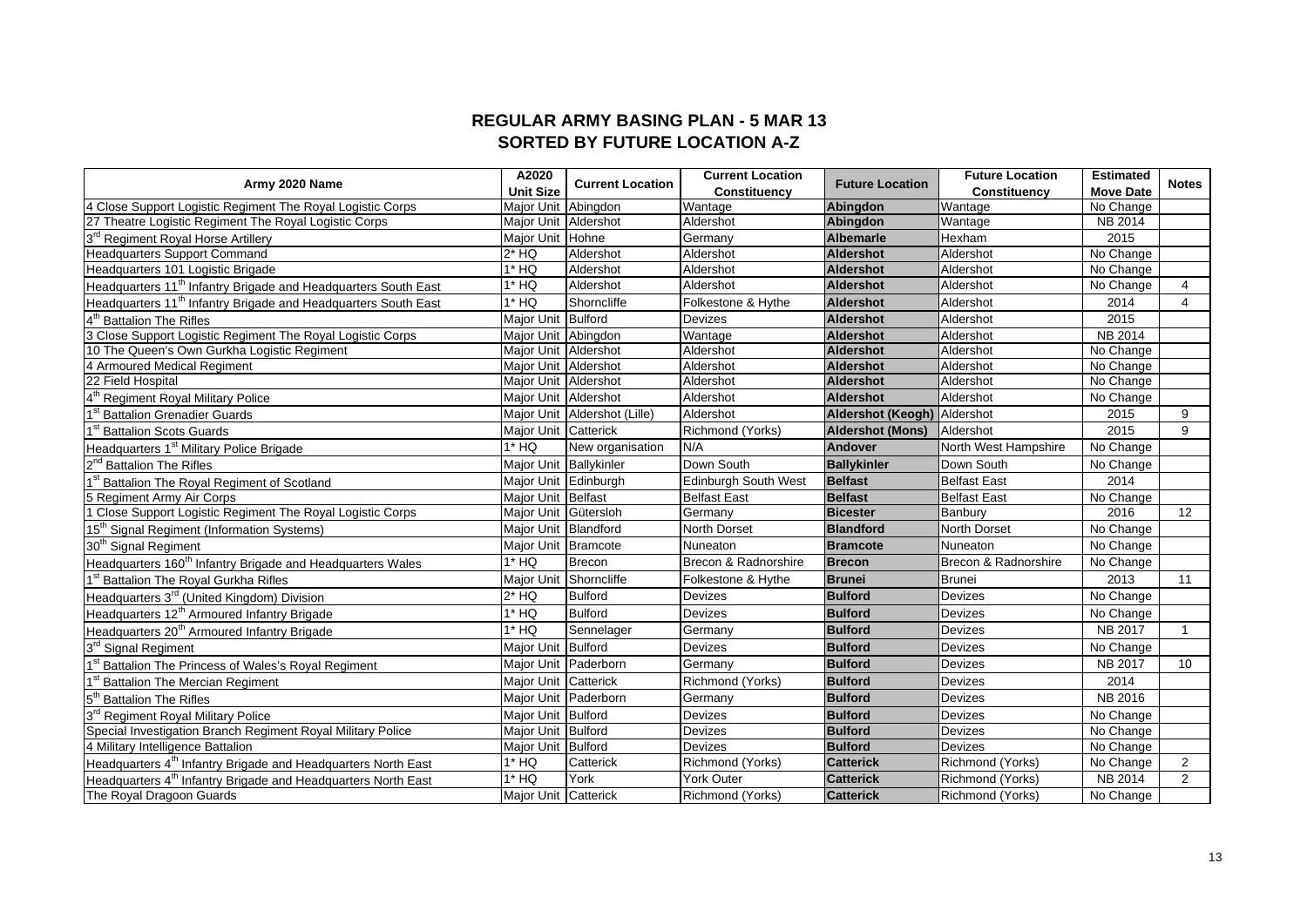## REGULAR ARMY BASING PLAN - 5 MAR 13
## SORTED BY FUTURE LOCATION A-Z

| Army 2020 Name | A2020 Unit Size | Current Location | Current Location Constituency | Future Location | Future Location Constituency | Estimated Move Date | Notes |
|---|---|---|---|---|---|---|---|
| 4 Close Support Logistic Regiment The Royal Logistic Corps | Major Unit | Abingdon | Wantage | **Abingdon** | Wantage | No Change | |
| 27 Theatre Logistic Regiment The Royal Logistic Corps | Major Unit | Aldershot | Aldershot | **Abingdon** | Wantage | NB 2014 | |
| 3rd Regiment Royal Horse Artillery | Major Unit | Hohne | Germany | **Albemarle** | Hexham | 2015 | |
| Headquarters Support Command | 2* HQ | Aldershot | Aldershot | **Aldershot** | Aldershot | No Change | |
| Headquarters 101 Logistic Brigade | 1* HQ | Aldershot | Aldershot | **Aldershot** | Aldershot | No Change | |
| Headquarters 11th Infantry Brigade and Headquarters South East | 1* HQ | Aldershot | Aldershot | **Aldershot** | Aldershot | No Change | 4 |
| Headquarters 11th Infantry Brigade and Headquarters South East | 1* HQ | Shorncliffe | Folkestone & Hythe | **Aldershot** | Aldershot | 2014 | 4 |
| 4th Battalion The Rifles | Major Unit | Bulford | Devizes | **Aldershot** | Aldershot | 2015 | |
| 3 Close Support Logistic Regiment The Royal Logistic Corps | Major Unit | Abingdon | Wantage | **Aldershot** | Aldershot | NB 2014 | |
| 10 The Queen's Own Gurkha Logistic Regiment | Major Unit | Aldershot | Aldershot | **Aldershot** | Aldershot | No Change | |
| 4 Armoured Medical Regiment | Major Unit | Aldershot | Aldershot | **Aldershot** | Aldershot | No Change | |
| 22 Field Hospital | Major Unit | Aldershot | Aldershot | **Aldershot** | Aldershot | No Change | |
| 4th Regiment Royal Military Police | Major Unit | Aldershot | Aldershot | **Aldershot** | Aldershot | No Change | |
| 1st Battalion Grenadier Guards | Major Unit | Aldershot (Lille) | Aldershot | **Aldershot (Keogh)** | Aldershot | 2015 | 9 |
| 1st Battalion Scots Guards | Major Unit | Catterick | Richmond (Yorks) | **Aldershot (Mons)** | Aldershot | 2015 | 9 |
| Headquarters 1st Military Police Brigade | 1* HQ | New organisation | N/A | **Andover** | North West Hampshire | No Change | |
| 2nd Battalion The Rifles | Major Unit | Ballykinler | Down South | **Ballykinler** | Down South | No Change | |
| 1st Battalion The Royal Regiment of Scotland | Major Unit | Edinburgh | Edinburgh South West | **Belfast** | Belfast East | 2014 | |
| 5 Regiment Army Air Corps | Major Unit | Belfast | Belfast East | **Belfast** | Belfast East | No Change | |
| 1 Close Support Logistic Regiment The Royal Logistic Corps | Major Unit | Gütersloh | Germany | **Bicester** | Banbury | 2016 | 12 |
| 15th Signal Regiment (Information Systems) | Major Unit | Blandford | North Dorset | **Blandford** | North Dorset | No Change | |
| 30th Signal Regiment | Major Unit | Bramcote | Nuneaton | **Bramcote** | Nuneaton | No Change | |
| Headquarters 160th Infantry Brigade and Headquarters Wales | 1* HQ | Brecon | Brecon & Radnorshire | **Brecon** | Brecon & Radnorshire | No Change | |
| 1st Battalion The Royal Gurkha Rifles | Major Unit | Shorncliffe | Folkestone & Hythe | **Brunei** | Brunei | 2013 | 11 |
| Headquarters 3rd (United Kingdom) Division | 2* HQ | Bulford | Devizes | **Bulford** | Devizes | No Change | |
| Headquarters 12th Armoured Infantry Brigade | 1* HQ | Bulford | Devizes | **Bulford** | Devizes | No Change | |
| Headquarters 20th Armoured Infantry Brigade | 1* HQ | Sennelager | Germany | **Bulford** | Devizes | NB 2017 | 1 |
| 3rd Signal Regiment | Major Unit | Bulford | Devizes | **Bulford** | Devizes | No Change | |
| 1st Battalion The Princess of Wales's Royal Regiment | Major Unit | Paderborn | Germany | **Bulford** | Devizes | NB 2017 | 10 |
| 1st Battalion The Mercian Regiment | Major Unit | Catterick | Richmond (Yorks) | **Bulford** | Devizes | 2014 | |
| 5th Battalion The Rifles | Major Unit | Paderborn | Germany | **Bulford** | Devizes | NB 2016 | |
| 3rd Regiment Royal Military Police | Major Unit | Bulford | Devizes | **Bulford** | Devizes | No Change | |
| Special Investigation Branch Regiment Royal Military Police | Major Unit | Bulford | Devizes | **Bulford** | Devizes | No Change | |
| 4 Military Intelligence Battalion | Major Unit | Bulford | Devizes | **Bulford** | Devizes | No Change | |
| Headquarters 4th Infantry Brigade and Headquarters North East | 1* HQ | Catterick | Richmond (Yorks) | **Catterick** | Richmond (Yorks) | No Change | 2 |
| Headquarters 4th Infantry Brigade and Headquarters North East | 1* HQ | York | York Outer | **Catterick** | Richmond (Yorks) | NB 2014 | 2 |
| The Royal Dragoon Guards | Major Unit | Catterick | Richmond (Yorks) | **Catterick** | Richmond (Yorks) | No Change | |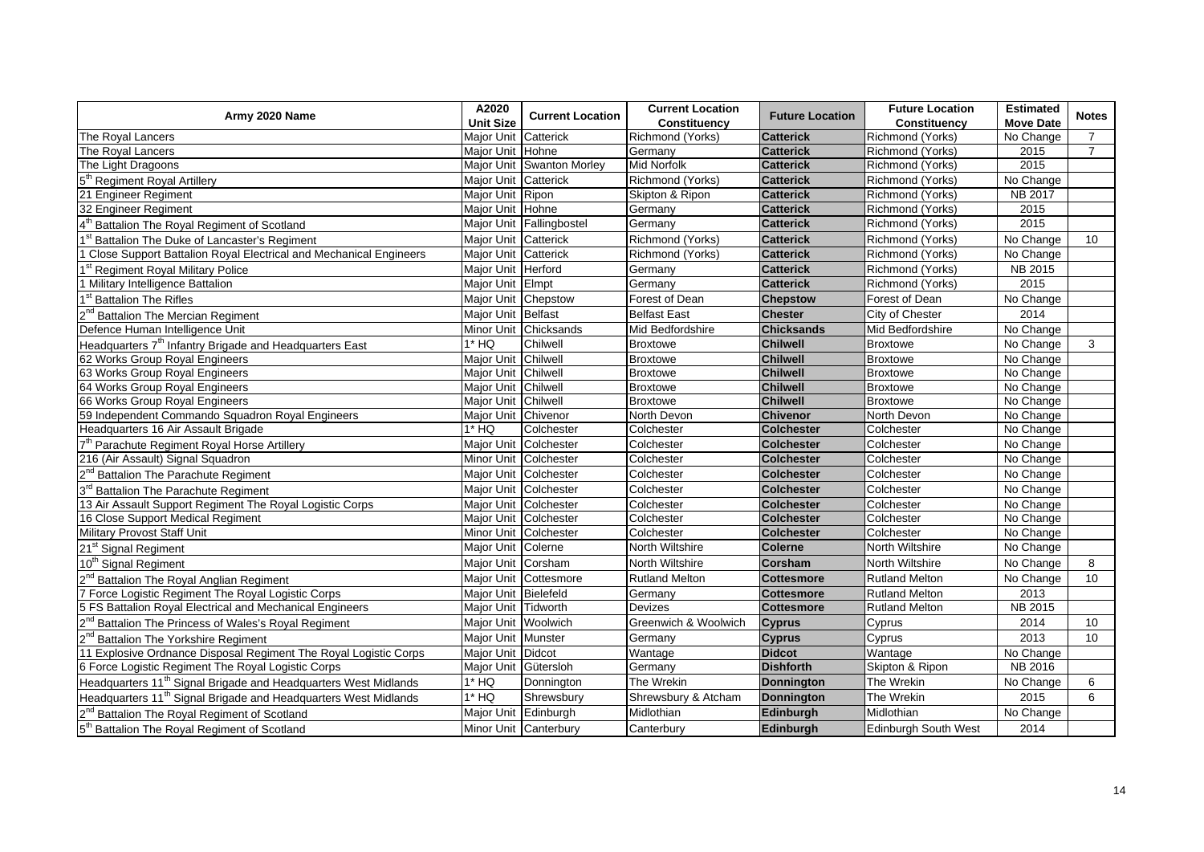| Army 2020 Name | A2020 Unit Size | Current Location | Current Location Constituency | Future Location | Future Location Constituency | Estimated Move Date | Notes |
|---|---|---|---|---|---|---|---|
| The Royal Lancers | Major Unit | Catterick | Richmond (Yorks) | **Catterick** | Richmond (Yorks) | No Change | 7 |
| The Royal Lancers | Major Unit | Hohne | Germany | **Catterick** | Richmond (Yorks) | 2015 | 7 |
| The Light Dragoons | Major Unit | Swanton Morley | Mid Norfolk | **Catterick** | Richmond (Yorks) | 2015 | |
| 5th Regiment Royal Artillery | Major Unit | Catterick | Richmond (Yorks) | **Catterick** | Richmond (Yorks) | No Change | |
| 21 Engineer Regiment | Major Unit | Ripon | Skipton & Ripon | **Catterick** | Richmond (Yorks) | NB 2017 | |
| 32 Engineer Regiment | Major Unit | Hohne | Germany | **Catterick** | Richmond (Yorks) | 2015 | |
| 4th Battalion The Royal Regiment of Scotland | Major Unit | Fallingbostel | Germany | **Catterick** | Richmond (Yorks) | 2015 | |
| 1st Battalion The Duke of Lancaster's Regiment | Major Unit | Catterick | Richmond (Yorks) | **Catterick** | Richmond (Yorks) | No Change | 10 |
| 1 Close Support Battalion Royal Electrical and Mechanical Engineers | Major Unit | Catterick | Richmond (Yorks) | **Catterick** | Richmond (Yorks) | No Change | |
| 1st Regiment Royal Military Police | Major Unit | Herford | Germany | **Catterick** | Richmond (Yorks) | NB 2015 | |
| 1 Military Intelligence Battalion | Major Unit | Elmpt | Germany | **Catterick** | Richmond (Yorks) | 2015 | |
| 1st Battalion The Rifles | Major Unit | Chepstow | Forest of Dean | **Chepstow** | Forest of Dean | No Change | |
| 2nd Battalion The Mercian Regiment | Major Unit | Belfast | Belfast East | **Chester** | City of Chester | 2014 | |
| Defence Human Intelligence Unit | Minor Unit | Chicksands | Mid Bedfordshire | **Chicksands** | Mid Bedfordshire | No Change | |
| Headquarters 7th Infantry Brigade and Headquarters East | 1* HQ | Chilwell | Broxtowe | **Chilwell** | Broxtowe | No Change | 3 |
| 62 Works Group Royal Engineers | Major Unit | Chilwell | Broxtowe | **Chilwell** | Broxtowe | No Change | |
| 63 Works Group Royal Engineers | Major Unit | Chilwell | Broxtowe | **Chilwell** | Broxtowe | No Change | |
| 64 Works Group Royal Engineers | Major Unit | Chilwell | Broxtowe | **Chilwell** | Broxtowe | No Change | |
| 66 Works Group Royal Engineers | Major Unit | Chilwell | Broxtowe | **Chilwell** | Broxtowe | No Change | |
| 59 Independent Commando Squadron Royal Engineers | Major Unit | Chivenor | North Devon | **Chivenor** | North Devon | No Change | |
| Headquarters 16 Air Assault Brigade | 1* HQ | Colchester | Colchester | **Colchester** | Colchester | No Change | |
| 7th Parachute Regiment Royal Horse Artillery | Major Unit | Colchester | Colchester | **Colchester** | Colchester | No Change | |
| 216 (Air Assault) Signal Squadron | Minor Unit | Colchester | Colchester | **Colchester** | Colchester | No Change | |
| 2nd Battalion The Parachute Regiment | Major Unit | Colchester | Colchester | **Colchester** | Colchester | No Change | |
| 3rd Battalion The Parachute Regiment | Major Unit | Colchester | Colchester | **Colchester** | Colchester | No Change | |
| 13 Air Assault Support Regiment The Royal Logistic Corps | Major Unit | Colchester | Colchester | **Colchester** | Colchester | No Change | |
| 16 Close Support Medical Regiment | Major Unit | Colchester | Colchester | **Colchester** | Colchester | No Change | |
| Military Provost Staff Unit | Minor Unit | Colchester | Colchester | **Colchester** | Colchester | No Change | |
| 21st Signal Regiment | Major Unit | Colerne | North Wiltshire | **Colerne** | North Wiltshire | No Change | |
| 10th Signal Regiment | Major Unit | Corsham | North Wiltshire | **Corsham** | North Wiltshire | No Change | 8 |
| 2nd Battalion The Royal Anglian Regiment | Major Unit | Cottesmore | Rutland Melton | **Cottesmore** | Rutland Melton | No Change | 10 |
| 7 Force Logistic Regiment The Royal Logistic Corps | Major Unit | Bielefeld | Germany | **Cottesmore** | Rutland Melton | 2013 | |
| 5 FS Battalion Royal Electrical and Mechanical Engineers | Major Unit | Tidworth | Devizes | **Cottesmore** | Rutland Melton | NB 2015 | |
| 2nd Battalion The Princess of Wales's Royal Regiment | Major Unit | Woolwich | Greenwich & Woolwich | **Cyprus** | Cyprus | 2014 | 10 |
| 2nd Battalion The Yorkshire Regiment | Major Unit | Munster | Germany | **Cyprus** | Cyprus | 2013 | 10 |
| 11 Explosive Ordnance Disposal Regiment The Royal Logistic Corps | Major Unit | Didcot | Wantage | **Didcot** | Wantage | No Change | |
| 6 Force Logistic Regiment The Royal Logistic Corps | Major Unit | Gütersloh | Germany | **Dishforth** | Skipton & Ripon | NB 2016 | |
| Headquarters 11th Signal Brigade and Headquarters West Midlands | 1* HQ | Donnington | The Wrekin | **Donnington** | The Wrekin | No Change | 6 |
| Headquarters 11th Signal Brigade and Headquarters West Midlands | 1* HQ | Shrewsbury | Shrewsbury & Atcham | **Donnington** | The Wrekin | 2015 | 6 |
| 2nd Battalion The Royal Regiment of Scotland | Major Unit | Edinburgh | Midlothian | **Edinburgh** | Midlothian | No Change | |
| 5th Battalion The Royal Regiment of Scotland | Minor Unit | Canterbury | Canterbury | **Edinburgh** | Edinburgh South West | 2014 | |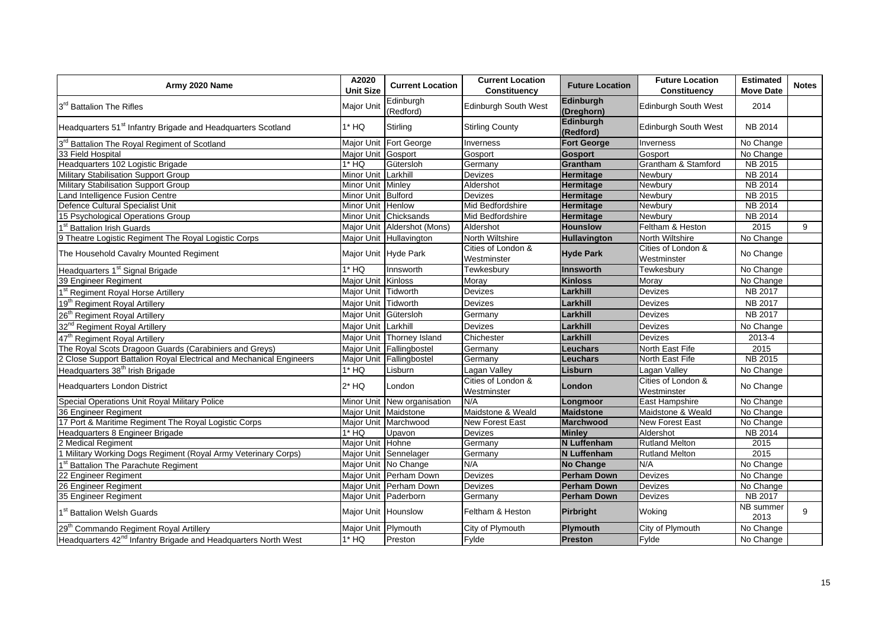| Army 2020 Name | A2020 Unit Size | Current Location | Current Location Constituency | Future Location | Future Location Constituency | Estimated Move Date | Notes |
|---|---|---|---|---|---|---|---|
| 3rd Battalion The Rifles | Major Unit | Edinburgh (Redford) | Edinburgh South West | **Edinburgh (Dreghorn)** | Edinburgh South West | 2014 | |
| Headquarters 51st Infantry Brigade and Headquarters Scotland | 1* HQ | Stirling | Stirling County | **Edinburgh (Redford)** | Edinburgh South West | NB 2014 | |
| 3rd Battalion The Royal Regiment of Scotland | Major Unit | Fort George | Inverness | **Fort George** | Inverness | No Change | |
| 33 Field Hospital | Major Unit | Gosport | Gosport | **Gosport** | Gosport | No Change | |
| Headquarters 102 Logistic Brigade | 1* HQ | Gütersloh | Germany | **Grantham** | Grantham & Stamford | NB 2015 | |
| Military Stabilisation Support Group | Minor Unit | Larkhill | Devizes | **Hermitage** | Newbury | NB 2014 | |
| Military Stabilisation Support Group | Minor Unit | Minley | Aldershot | **Hermitage** | Newbury | NB 2014 | |
| Land Intelligence Fusion Centre | Minor Unit | Bulford | Devizes | **Hermitage** | Newbury | NB 2015 | |
| Defence Cultural Specialist Unit | Minor Unit | Henlow | Mid Bedfordshire | **Hermitage** | Newbury | NB 2014 | |
| 15 Psychological Operations Group | Minor Unit | Chicksands | Mid Bedfordshire | **Hermitage** | Newbury | NB 2014 | |
| 1st Battalion Irish Guards | Major Unit | Aldershot (Mons) | Aldershot | **Hounslow** | Feltham & Heston | 2015 | 9 |
| 9 Theatre Logistic Regiment The Royal Logistic Corps | Major Unit | Hullavington | North Wiltshire | **Hullavington** | North Wiltshire | No Change | |
| The Household Cavalry Mounted Regiment | Major Unit | Hyde Park | Cities of London & Westminster | **Hyde Park** | Cities of London & Westminster | No Change | |
| Headquarters 1st Signal Brigade | 1* HQ | Innsworth | Tewkesbury | **Innsworth** | Tewkesbury | No Change | |
| 39 Engineer Regiment | Major Unit | Kinloss | Moray | **Kinloss** | Moray | No Change | |
| 1st Regiment Royal Horse Artillery | Major Unit | Tidworth | Devizes | **Larkhill** | Devizes | NB 2017 | |
| 19th Regiment Royal Artillery | Major Unit | Tidworth | Devizes | **Larkhill** | Devizes | NB 2017 | |
| 26th Regiment Royal Artillery | Major Unit | Gütersloh | Germany | **Larkhill** | Devizes | NB 2017 | |
| 32nd Regiment Royal Artillery | Major Unit | Larkhill | Devizes | **Larkhill** | Devizes | No Change | |
| 47th Regiment Royal Artillery | Major Unit | Thorney Island | Chichester | **Larkhill** | Devizes | 2013-4 | |
| The Royal Scots Dragoon Guards (Carabiniers and Greys) | Major Unit | Fallingbostel | Germany | **Leuchars** | North East Fife | 2015 | |
| 2 Close Support Battalion Royal Electrical and Mechanical Engineers | Major Unit | Fallingbostel | Germany | **Leuchars** | North East Fife | NB 2015 | |
| Headquarters 38th Irish Brigade | 1* HQ | Lisburn | Lagan Valley | **Lisburn** | Lagan Valley | No Change | |
| Headquarters London District | 2* HQ | London | Cities of London & Westminster | **London** | Cities of London & Westminster | No Change | |
| Special Operations Unit Royal Military Police | Minor Unit | New organisation | N/A | **Longmoor** | East Hampshire | No Change | |
| 36 Engineer Regiment | Major Unit | Maidstone | Maidstone & Weald | **Maidstone** | Maidstone & Weald | No Change | |
| 17 Port & Maritime Regiment The Royal Logistic Corps | Major Unit | Marchwood | New Forest East | **Marchwood** | New Forest East | No Change | |
| Headquarters 8 Engineer Brigade | 1* HQ | Upavon | Devizes | **Minley** | Aldershot | NB 2014 | |
| 2 Medical Regiment | Major Unit | Hohne | Germany | **N Luffenham** | Rutland Melton | 2015 | |
| 1 Military Working Dogs Regiment (Royal Army Veterinary Corps) | Major Unit | Sennelager | Germany | **N Luffenham** | Rutland Melton | 2015 | |
| 1st Battalion The Parachute Regiment | Major Unit | No Change | N/A | **No Change** | N/A | No Change | |
| 22 Engineer Regiment | Major Unit | Perham Down | Devizes | **Perham Down** | Devizes | No Change | |
| 26 Engineer Regiment | Major Unit | Perham Down | Devizes | **Perham Down** | Devizes | No Change | |
| 35 Engineer Regiment | Major Unit | Paderborn | Germany | **Perham Down** | Devizes | NB 2017 | |
| 1st Battalion Welsh Guards | Major Unit | Hounslow | Feltham & Heston | **Pirbright** | Woking | NB summer 2013 | 9 |
| 29th Commando Regiment Royal Artillery | Major Unit | Plymouth | City of Plymouth | **Plymouth** | City of Plymouth | No Change | |
| Headquarters 42nd Infantry Brigade and Headquarters North West | 1* HQ | Preston | Fylde | **Preston** | Fylde | No Change | |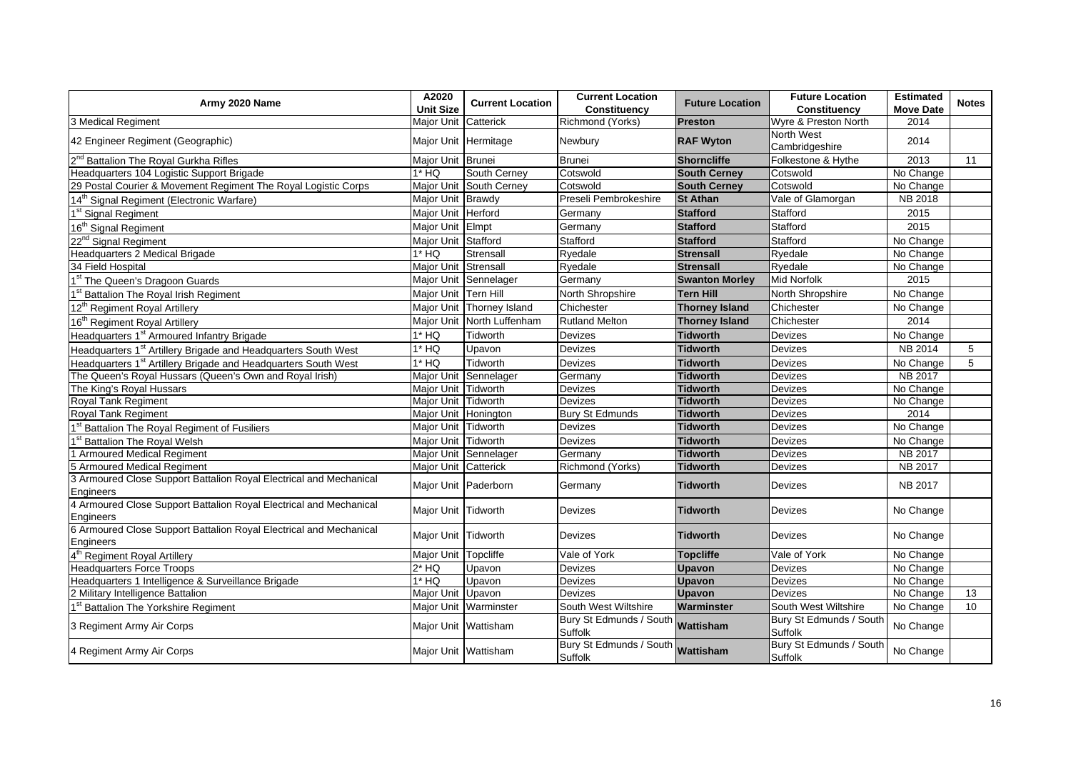| Army 2020 Name | A2020 Unit Size | Current Location | Current Location Constituency | Future Location | Future Location Constituency | Estimated Move Date | Notes |
|---|---|---|---|---|---|---|---|
| 3 Medical Regiment | Major Unit | Catterick | Richmond (Yorks) | **Preston** | Wyre & Preston North | 2014 | |
| 42 Engineer Regiment (Geographic) | Major Unit | Hermitage | Newbury | **RAF Wyton** | North West Cambridgeshire | 2014 | |
| 2nd Battalion The Royal Gurkha Rifles | Major Unit | Brunei | Brunei | **Shorncliffe** | Folkestone & Hythe | 2013 | 11 |
| Headquarters 104 Logistic Support Brigade | 1* HQ | South Cerney | Cotswold | **South Cerney** | Cotswold | No Change | |
| 29 Postal Courier & Movement Regiment The Royal Logistic Corps | Major Unit | South Cerney | Cotswold | **South Cerney** | Cotswold | No Change | |
| 14th Signal Regiment (Electronic Warfare) | Major Unit | Brawdy | Preseli Pembrokeshire | **St Athan** | Vale of Glamorgan | NB 2018 | |
| 1st Signal Regiment | Major Unit | Herford | Germany | **Stafford** | Stafford | 2015 | |
| 16th Signal Regiment | Major Unit | Elmpt | Germany | **Stafford** | Stafford | 2015 | |
| 22nd Signal Regiment | Major Unit | Stafford | Stafford | **Stafford** | Stafford | No Change | |
| Headquarters 2 Medical Brigade | 1* HQ | Strensall | Ryedale | **Strensall** | Ryedale | No Change | |
| 34 Field Hospital | Major Unit | Strensall | Ryedale | **Strensall** | Ryedale | No Change | |
| 1st The Queen's Dragoon Guards | Major Unit | Sennelager | Germany | **Swanton Morley** | Mid Norfolk | 2015 | |
| 1st Battalion The Royal Irish Regiment | Major Unit | Tern Hill | North Shropshire | **Tern Hill** | North Shropshire | No Change | |
| 12th Regiment Royal Artillery | Major Unit | Thorney Island | Chichester | **Thorney Island** | Chichester | No Change | |
| 16th Regiment Royal Artillery | Major Unit | North Luffenham | Rutland Melton | **Thorney Island** | Chichester | 2014 | |
| Headquarters 1st Armoured Infantry Brigade | 1* HQ | Tidworth | Devizes | **Tidworth** | Devizes | No Change | |
| Headquarters 1st Artillery Brigade and Headquarters South West | 1* HQ | Upavon | Devizes | **Tidworth** | Devizes | NB 2014 | 5 |
| Headquarters 1st Artillery Brigade and Headquarters South West | 1* HQ | Tidworth | Devizes | **Tidworth** | Devizes | No Change | 5 |
| The Queen's Royal Hussars (Queen's Own and Royal Irish) | Major Unit | Sennelager | Germany | **Tidworth** | Devizes | NB 2017 | |
| The King's Royal Hussars | Major Unit | Tidworth | Devizes | **Tidworth** | Devizes | No Change | |
| Royal Tank Regiment | Major Unit | Tidworth | Devizes | **Tidworth** | Devizes | No Change | |
| Royal Tank Regiment | Major Unit | Honington | Bury St Edmunds | **Tidworth** | Devizes | 2014 | |
| 1st Battalion The Royal Regiment of Fusiliers | Major Unit | Tidworth | Devizes | **Tidworth** | Devizes | No Change | |
| 1st Battalion The Royal Welsh | Major Unit | Tidworth | Devizes | **Tidworth** | Devizes | No Change | |
| 1 Armoured Medical Regiment | Major Unit | Sennelager | Germany | **Tidworth** | Devizes | NB 2017 | |
| 5 Armoured Medical Regiment | Major Unit | Catterick | Richmond (Yorks) | **Tidworth** | Devizes | NB 2017 | |
| 3 Armoured Close Support Battalion Royal Electrical and Mechanical Engineers | Major Unit | Paderborn | Germany | **Tidworth** | Devizes | NB 2017 | |
| 4 Armoured Close Support Battalion Royal Electrical and Mechanical Engineers | Major Unit | Tidworth | Devizes | **Tidworth** | Devizes | No Change | |
| 6 Armoured Close Support Battalion Royal Electrical and Mechanical Engineers | Major Unit | Tidworth | Devizes | **Tidworth** | Devizes | No Change | |
| 4th Regiment Royal Artillery | Major Unit | Topcliffe | Vale of York | **Topcliffe** | Vale of York | No Change | |
| Headquarters Force Troops | 2* HQ | Upavon | Devizes | **Upavon** | Devizes | No Change | |
| Headquarters 1 Intelligence & Surveillance Brigade | 1* HQ | Upavon | Devizes | **Upavon** | Devizes | No Change | |
| 2 Military Intelligence Battalion | Major Unit | Upavon | Devizes | **Upavon** | Devizes | No Change | 13 |
| 1st Battalion The Yorkshire Regiment | Major Unit | Warminster | South West Wiltshire | **Warminster** | South West Wiltshire | No Change | 10 |
| 3 Regiment Army Air Corps | Major Unit | Wattisham | Bury St Edmunds / South Suffolk | **Wattisham** | Bury St Edmunds / South Suffolk | No Change | |
| 4 Regiment Army Air Corps | Major Unit | Wattisham | Bury St Edmunds / South Suffolk | **Wattisham** | Bury St Edmunds / South Suffolk | No Change | |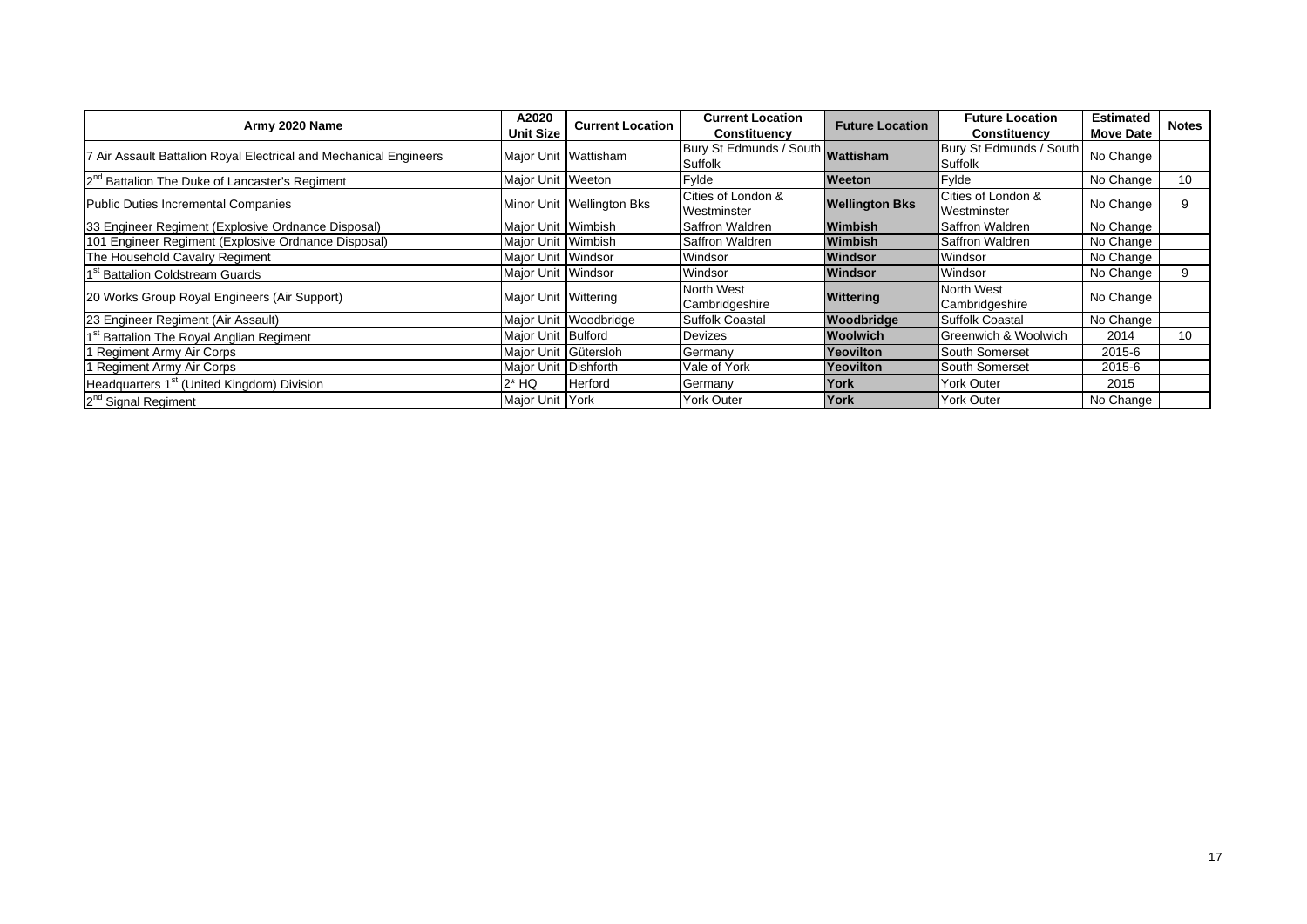| Army 2020 Name | A2020 Unit Size | Current Location | Current Location Constituency | Future Location | Future Location Constituency | Estimated Move Date | Notes |
|---|---|---|---|---|---|---|---|
| 7 Air Assault Battalion Royal Electrical and Mechanical Engineers | Major Unit | Wattisham | Bury St Edmunds / South Suffolk | **Wattisham** | Bury St Edmunds / South Suffolk | No Change | |
| 2nd Battalion The Duke of Lancaster's Regiment | Major Unit | Weeton | Fylde | **Weeton** | Fylde | No Change | 10 |
| Public Duties Incremental Companies | Minor Unit | Wellington Bks | Cities of London & Westminster | **Wellington Bks** | Cities of London & Westminster | No Change | 9 |
| 33 Engineer Regiment (Explosive Ordnance Disposal) | Major Unit | Wimbish | Saffron Waldren | **Wimbish** | Saffron Waldren | No Change | |
| 101 Engineer Regiment (Explosive Ordnance Disposal) | Major Unit | Wimbish | Saffron Waldren | **Wimbish** | Saffron Waldren | No Change | |
| The Household Cavalry Regiment | Major Unit | Windsor | Windsor | **Windsor** | Windsor | No Change | |
| 1st Battalion Coldstream Guards | Major Unit | Windsor | Windsor | **Windsor** | Windsor | No Change | 9 |
| 20 Works Group Royal Engineers (Air Support) | Major Unit | Wittering | North West Cambridgeshire | **Wittering** | North West Cambridgeshire | No Change | |
| 23 Engineer Regiment (Air Assault) | Major Unit | Woodbridge | Suffolk Coastal | **Woodbridge** | Suffolk Coastal | No Change | |
| 1st Battalion The Royal Anglian Regiment | Major Unit | Bulford | Devizes | **Woolwich** | Greenwich & Woolwich | 2014 | 10 |
| 1 Regiment Army Air Corps | Major Unit | Gütersloh | Germany | **Yeovilton** | South Somerset | 2015-6 | |
| 1 Regiment Army Air Corps | Major Unit | Dishforth | Vale of York | **Yeovilton** | South Somerset | 2015-6 | |
| Headquarters 1st (United Kingdom) Division | 2* HQ | Herford | Germany | **York** | York Outer | 2015 | |
| 2nd Signal Regiment | Major Unit | York | York Outer | **York** | York Outer | No Change | |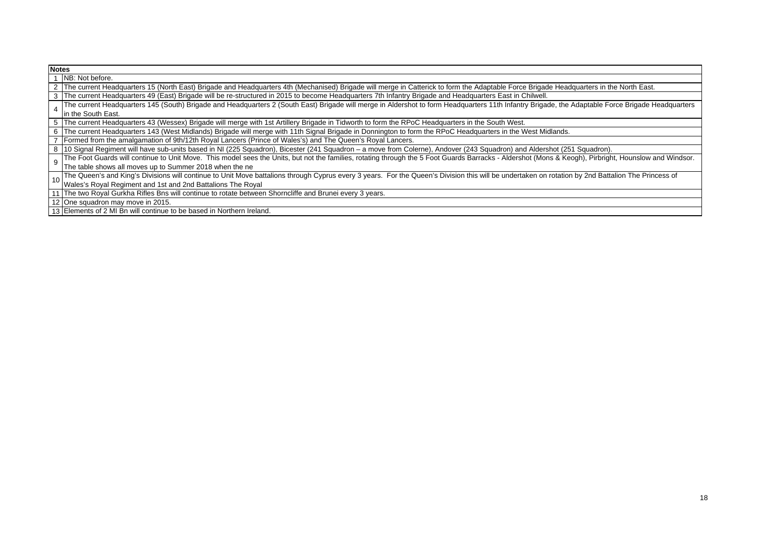| Notes | |
|---|---|
| 1 | NB: Not before. |
| 2 | The current Headquarters 15 (North East) Brigade and Headquarters 4th (Mechanised) Brigade will merge in Catterick to form the Adaptable Force Brigade Headquarters in the North East. |
| 3 | The current Headquarters 49 (East) Brigade will be re-structured in 2015 to become Headquarters 7th Infantry Brigade and Headquarters East in Chilwell. |
| 4 | The current Headquarters 145 (South) Brigade and Headquarters 2 (South East) Brigade will merge in Aldershot to form Headquarters 11th Infantry Brigade, the Adaptable Force Brigade Headquarters in the South East. |
| 5 | The current Headquarters 43 (Wessex) Brigade will merge with 1st Artillery Brigade in Tidworth to form the RPoC Headquarters in the South West. |
| 6 | The current Headquarters 143 (West Midlands) Brigade will merge with 11th Signal Brigade in Donnington to form the RPoC Headquarters in the West Midlands. |
| 7 | Formed from the amalgamation of 9th/12th Royal Lancers (Prince of Wales's) and The Queen's Royal Lancers. |
| 8 | 10 Signal Regiment will have sub-units based in NI (225 Squadron), Bicester (241 Squadron – a move from Colerne), Andover (243 Squadron) and Aldershot (251 Squadron). |
| 9 | The Foot Guards will continue to Unit Move. This model sees the Units, but not the families, rotating through the 5 Foot Guards Barracks - Aldershot (Mons & Keogh), Pirbright, Hounslow and Windsor. The table shows all moves up to Summer 2018 when the ne |
| 10 | The Queen's and King's Divisions will continue to Unit Move battalions through Cyprus every 3 years. For the Queen's Division this will be undertaken on rotation by 2nd Battalion The Princess of Wales's Royal Regiment and 1st and 2nd Battalions The Royal |
| 11 | The two Royal Gurkha Rifles Bns will continue to rotate between Shorncliffe and Brunei every 3 years. |
| 12 | One squadron may move in 2015. |
| 13 | Elements of 2 MI Bn will continue to be based in Northern Ireland. |